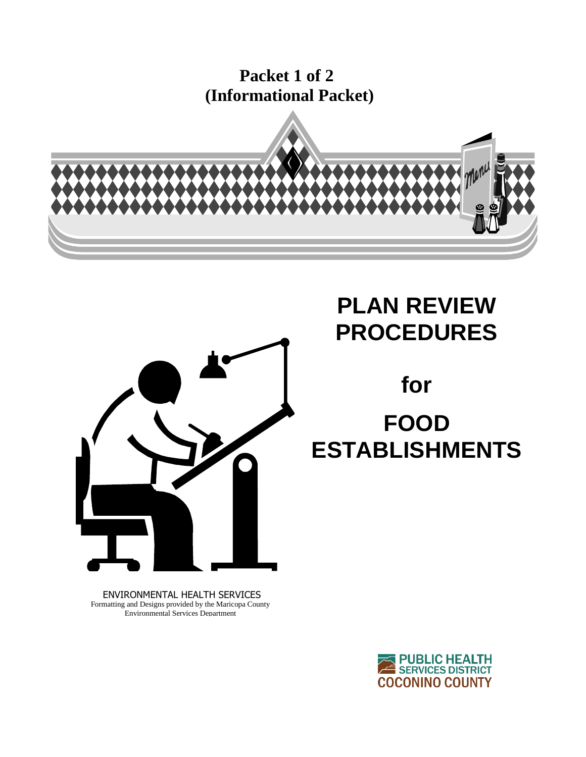**Packet 1 of 2**
**(Informational Packet)**

# PLAN REVIEW PROCEDURES

## for

# FOOD ESTABLISHMENTS

ENVIRONMENTAL HEALTH SERVICES
Formatting and Designs provided by the Maricopa County Environmental Services Department

PUBLIC HEALTH SERVICES DISTRICT
COCONINO COUNTY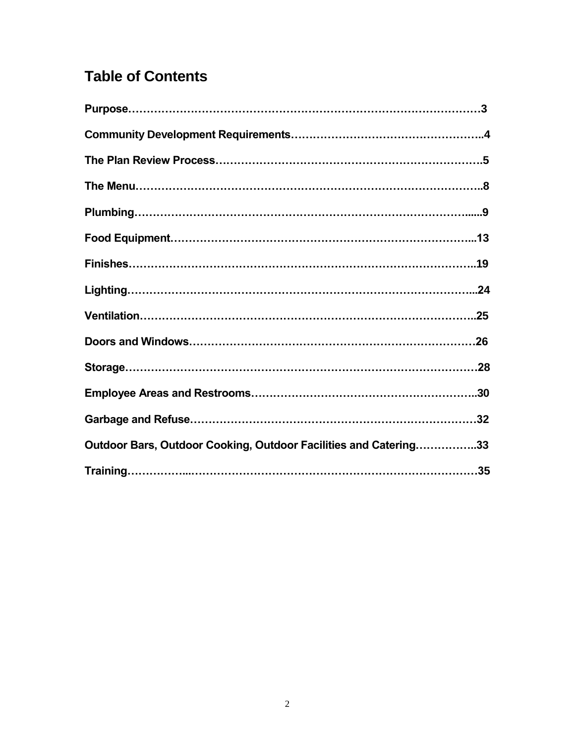# Table of Contents

**Purpose……………………………………………………………………………………3**

**Community Development Requirements…………………………………………..4**

**The Plan Review Process…………………………………………………………5**

**The Menu……………………………………………………………………………..8**

**Plumbing…………………………………………………………………………......9**

**Food Equipment…………………………………………………………………...13**

**Finishes……………………………………………………………………………..19**

**Lighting……………………………………………………………………………...24**

**Ventilation…………………………………………………………………………..25**

**Doors and Windows…………………………………………………………………26**

**Storage………………………………………………………………………………28**

**Employee Areas and Restrooms…………………………………………………..30**

**Garbage and Refuse……………………………………………………………….32**

**Outdoor Bars, Outdoor Cooking, Outdoor Facilities and Catering……………..33**

**Training……………...…………………………………………………………………35**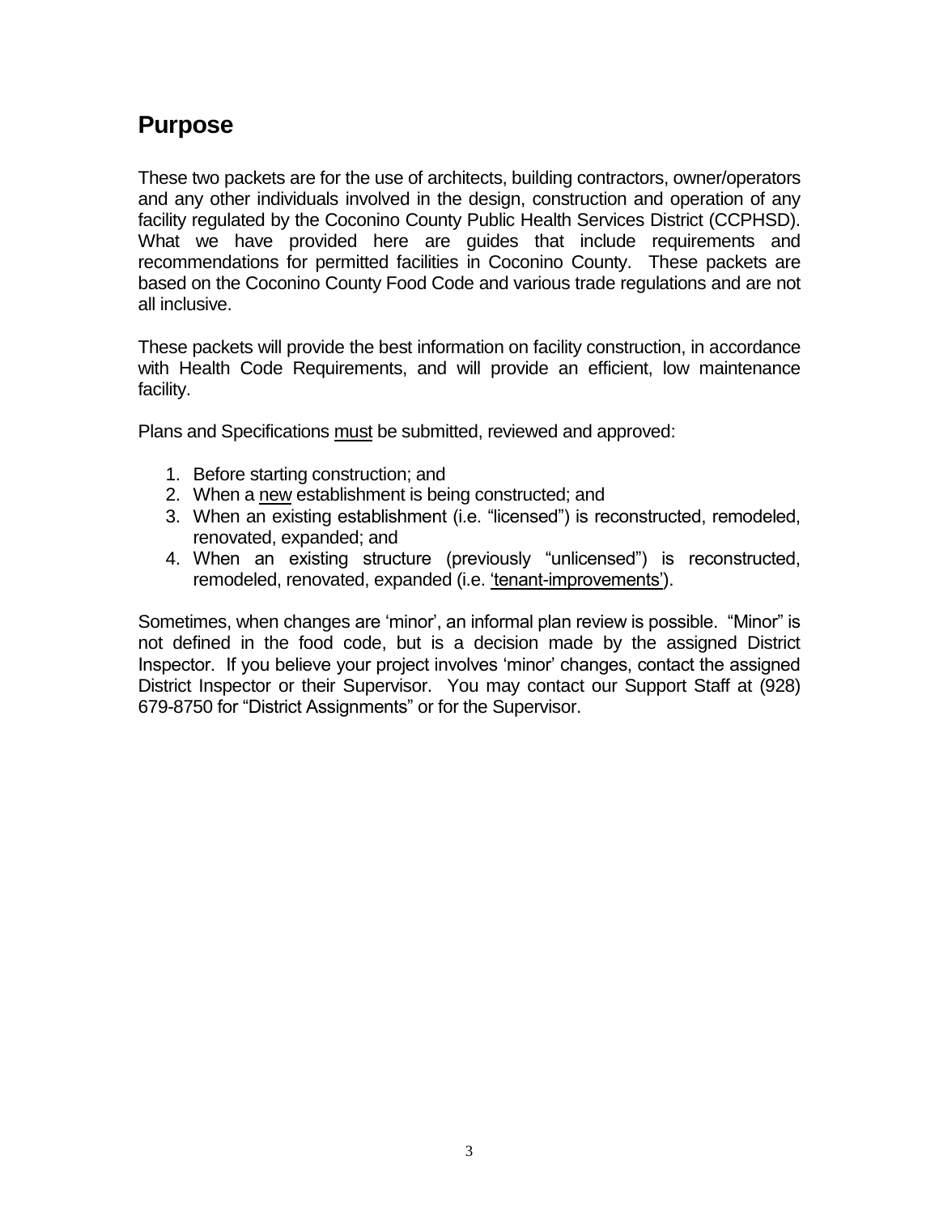## Purpose

These two packets are for the use of architects, building contractors, owner/operators and any other individuals involved in the design, construction and operation of any facility regulated by the Coconino County Public Health Services District (CCPHSD). What we have provided here are guides that include requirements and recommendations for permitted facilities in Coconino County. These packets are based on the Coconino County Food Code and various trade regulations and are not all inclusive.

These packets will provide the best information on facility construction, in accordance with Health Code Requirements, and will provide an efficient, low maintenance facility.

Plans and Specifications <u>must</u> be submitted, reviewed and approved:

1. Before starting construction; and
2. When a <u>new</u> establishment is being constructed; and
3. When an existing establishment (i.e. "licensed") is reconstructed, remodeled, renovated, expanded; and
4. When an existing structure (previously "unlicensed") is reconstructed, remodeled, renovated, expanded (i.e. <u>'tenant-improvements'</u>).

Sometimes, when changes are 'minor', an informal plan review is possible. "Minor" is not defined in the food code, but is a decision made by the assigned District Inspector. If you believe your project involves 'minor' changes, contact the assigned District Inspector or their Supervisor. You may contact our Support Staff at (928) 679-8750 for "District Assignments" or for the Supervisor.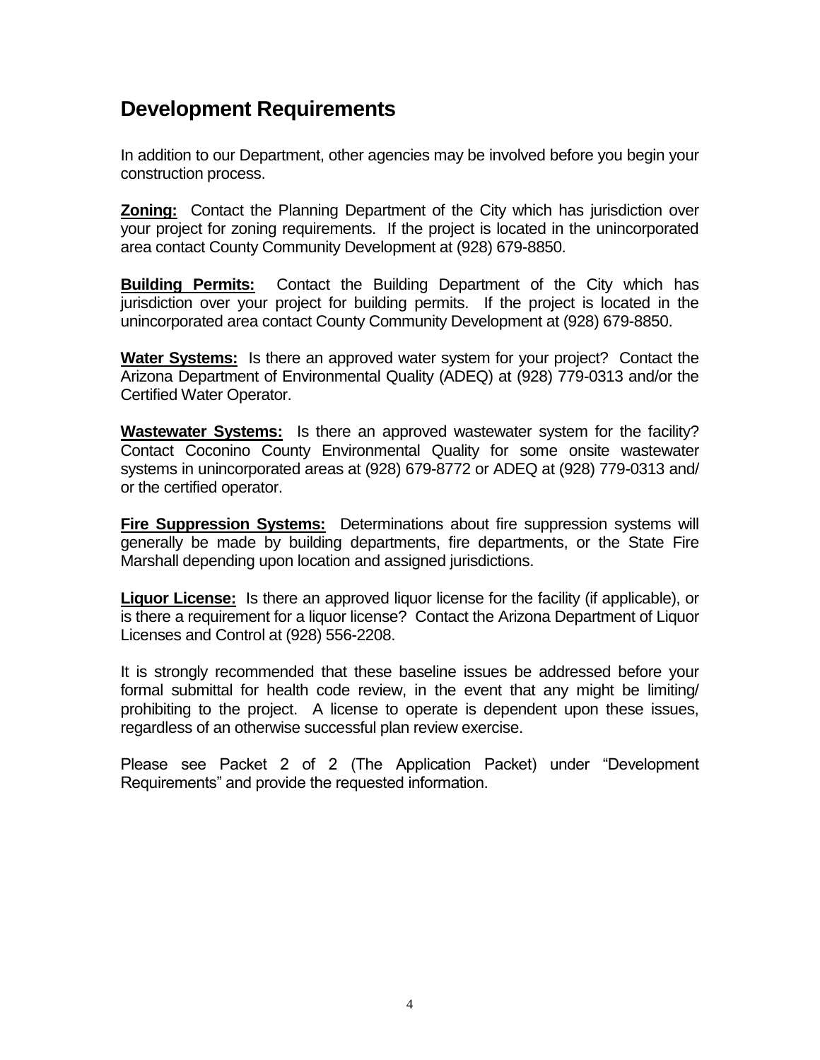## Development Requirements

In addition to our Department, other agencies may be involved before you begin your construction process.

**Zoning:** Contact the Planning Department of the City which has jurisdiction over your project for zoning requirements. If the project is located in the unincorporated area contact County Community Development at (928) 679-8850.

**Building Permits:** Contact the Building Department of the City which has jurisdiction over your project for building permits. If the project is located in the unincorporated area contact County Community Development at (928) 679-8850.

**Water Systems:** Is there an approved water system for your project? Contact the Arizona Department of Environmental Quality (ADEQ) at (928) 779-0313 and/or the Certified Water Operator.

**Wastewater Systems:** Is there an approved wastewater system for the facility? Contact Coconino County Environmental Quality for some onsite wastewater systems in unincorporated areas at (928) 679-8772 or ADEQ at (928) 779-0313 and/ or the certified operator.

**Fire Suppression Systems:** Determinations about fire suppression systems will generally be made by building departments, fire departments, or the State Fire Marshall depending upon location and assigned jurisdictions.

**Liquor License:** Is there an approved liquor license for the facility (if applicable), or is there a requirement for a liquor license? Contact the Arizona Department of Liquor Licenses and Control at (928) 556-2208.

It is strongly recommended that these baseline issues be addressed before your formal submittal for health code review, in the event that any might be limiting/ prohibiting to the project. A license to operate is dependent upon these issues, regardless of an otherwise successful plan review exercise.

Please see Packet 2 of 2 (The Application Packet) under "Development Requirements" and provide the requested information.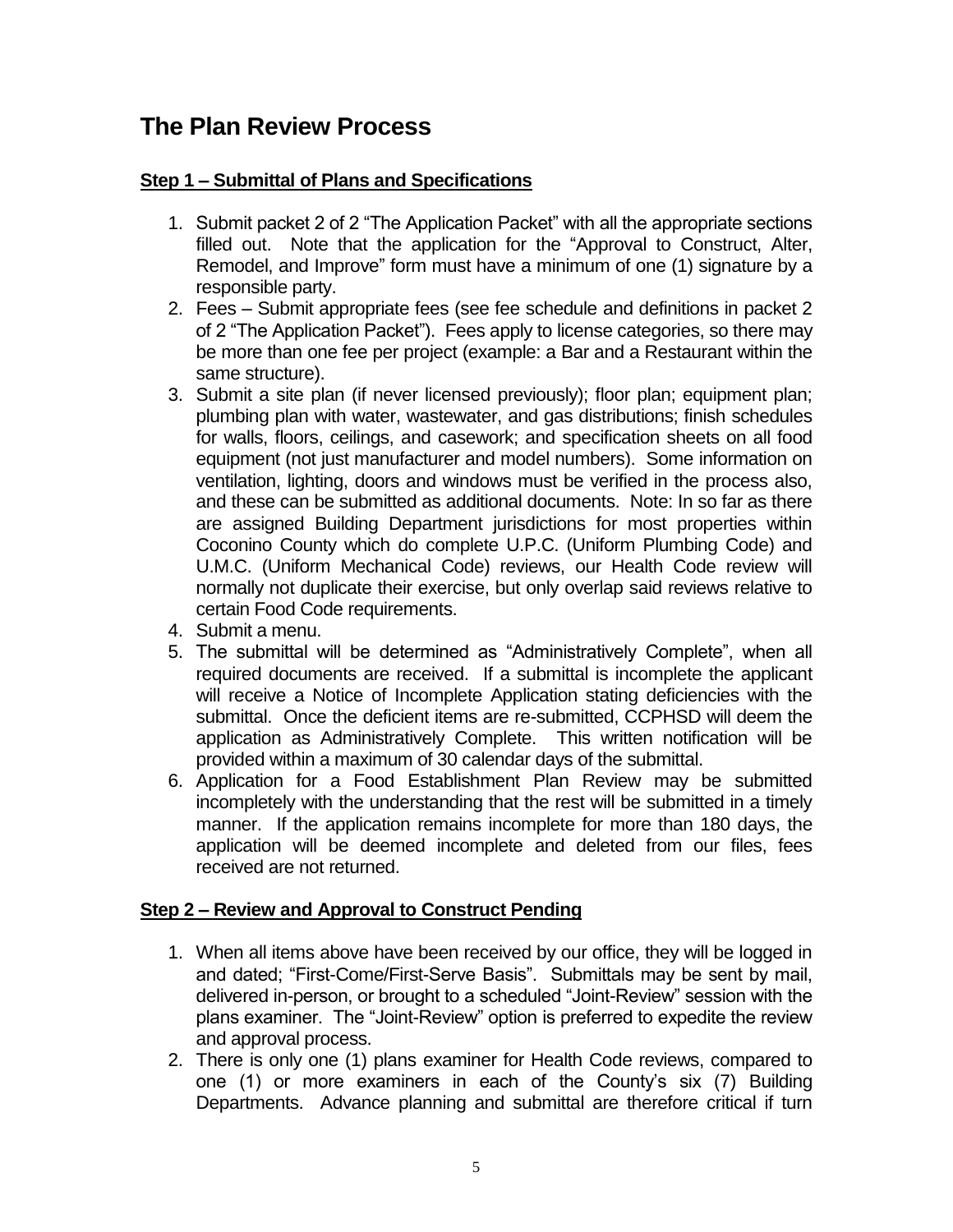# The Plan Review Process

**Step 1 – Submittal of Plans and Specifications**

1. Submit packet 2 of 2 "The Application Packet" with all the appropriate sections filled out. Note that the application for the "Approval to Construct, Alter, Remodel, and Improve" form must have a minimum of one (1) signature by a responsible party.
2. Fees – Submit appropriate fees (see fee schedule and definitions in packet 2 of 2 "The Application Packet"). Fees apply to license categories, so there may be more than one fee per project (example: a Bar and a Restaurant within the same structure).
3. Submit a site plan (if never licensed previously); floor plan; equipment plan; plumbing plan with water, wastewater, and gas distributions; finish schedules for walls, floors, ceilings, and casework; and specification sheets on all food equipment (not just manufacturer and model numbers). Some information on ventilation, lighting, doors and windows must be verified in the process also, and these can be submitted as additional documents. Note: In so far as there are assigned Building Department jurisdictions for most properties within Coconino County which do complete U.P.C. (Uniform Plumbing Code) and U.M.C. (Uniform Mechanical Code) reviews, our Health Code review will normally not duplicate their exercise, but only overlap said reviews relative to certain Food Code requirements.
4. Submit a menu.
5. The submittal will be determined as "Administratively Complete", when all required documents are received. If a submittal is incomplete the applicant will receive a Notice of Incomplete Application stating deficiencies with the submittal. Once the deficient items are re-submitted, CCPHSD will deem the application as Administratively Complete. This written notification will be provided within a maximum of 30 calendar days of the submittal.
6. Application for a Food Establishment Plan Review may be submitted incompletely with the understanding that the rest will be submitted in a timely manner. If the application remains incomplete for more than 180 days, the application will be deemed incomplete and deleted from our files, fees received are not returned.

**Step 2 – Review and Approval to Construct Pending**

1. When all items above have been received by our office, they will be logged in and dated; "First-Come/First-Serve Basis". Submittals may be sent by mail, delivered in-person, or brought to a scheduled "Joint-Review" session with the plans examiner. The "Joint-Review" option is preferred to expedite the review and approval process.
2. There is only one (1) plans examiner for Health Code reviews, compared to one (1) or more examiners in each of the County's six (7) Building Departments. Advance planning and submittal are therefore critical if turn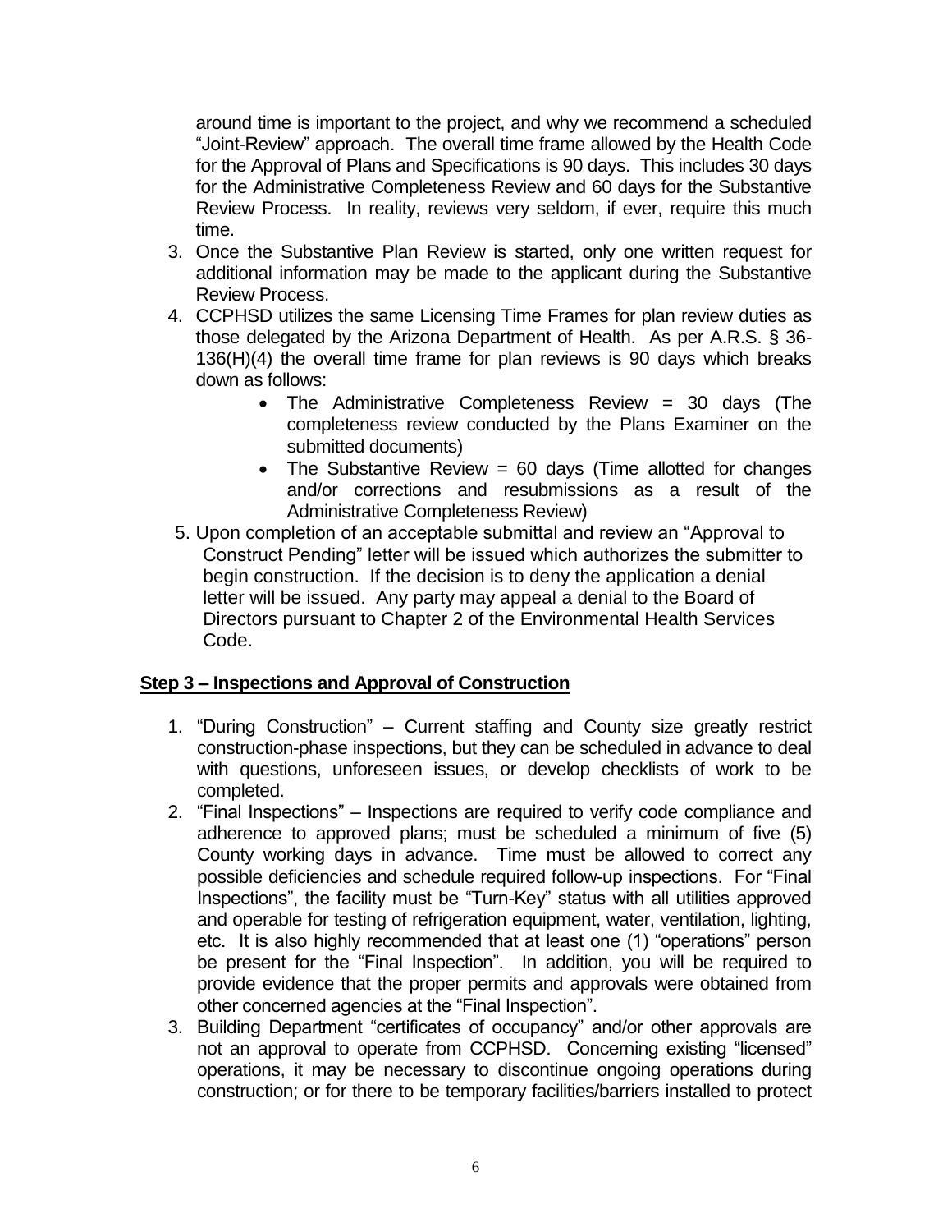around time is important to the project, and why we recommend a scheduled "Joint-Review" approach. The overall time frame allowed by the Health Code for the Approval of Plans and Specifications is 90 days. This includes 30 days for the Administrative Completeness Review and 60 days for the Substantive Review Process. In reality, reviews very seldom, if ever, require this much time.

3. Once the Substantive Plan Review is started, only one written request for additional information may be made to the applicant during the Substantive Review Process.
4. CCPHSD utilizes the same Licensing Time Frames for plan review duties as those delegated by the Arizona Department of Health. As per A.R.S. § 36-136(H)(4) the overall time frame for plan reviews is 90 days which breaks down as follows:
   - The Administrative Completeness Review = 30 days (The completeness review conducted by the Plans Examiner on the submitted documents)
   - The Substantive Review = 60 days (Time allotted for changes and/or corrections and resubmissions as a result of the Administrative Completeness Review)
5. Upon completion of an acceptable submittal and review an "Approval to Construct Pending" letter will be issued which authorizes the submitter to begin construction. If the decision is to deny the application a denial letter will be issued. Any party may appeal a denial to the Board of Directors pursuant to Chapter 2 of the Environmental Health Services Code.

## Step 3 – Inspections and Approval of Construction

1. "During Construction" – Current staffing and County size greatly restrict construction-phase inspections, but they can be scheduled in advance to deal with questions, unforeseen issues, or develop checklists of work to be completed.
2. "Final Inspections" – Inspections are required to verify code compliance and adherence to approved plans; must be scheduled a minimum of five (5) County working days in advance. Time must be allowed to correct any possible deficiencies and schedule required follow-up inspections. For "Final Inspections", the facility must be "Turn-Key" status with all utilities approved and operable for testing of refrigeration equipment, water, ventilation, lighting, etc. It is also highly recommended that at least one (1) "operations" person be present for the "Final Inspection". In addition, you will be required to provide evidence that the proper permits and approvals were obtained from other concerned agencies at the "Final Inspection".
3. Building Department "certificates of occupancy" and/or other approvals are not an approval to operate from CCPHSD. Concerning existing "licensed" operations, it may be necessary to discontinue ongoing operations during construction; or for there to be temporary facilities/barriers installed to protect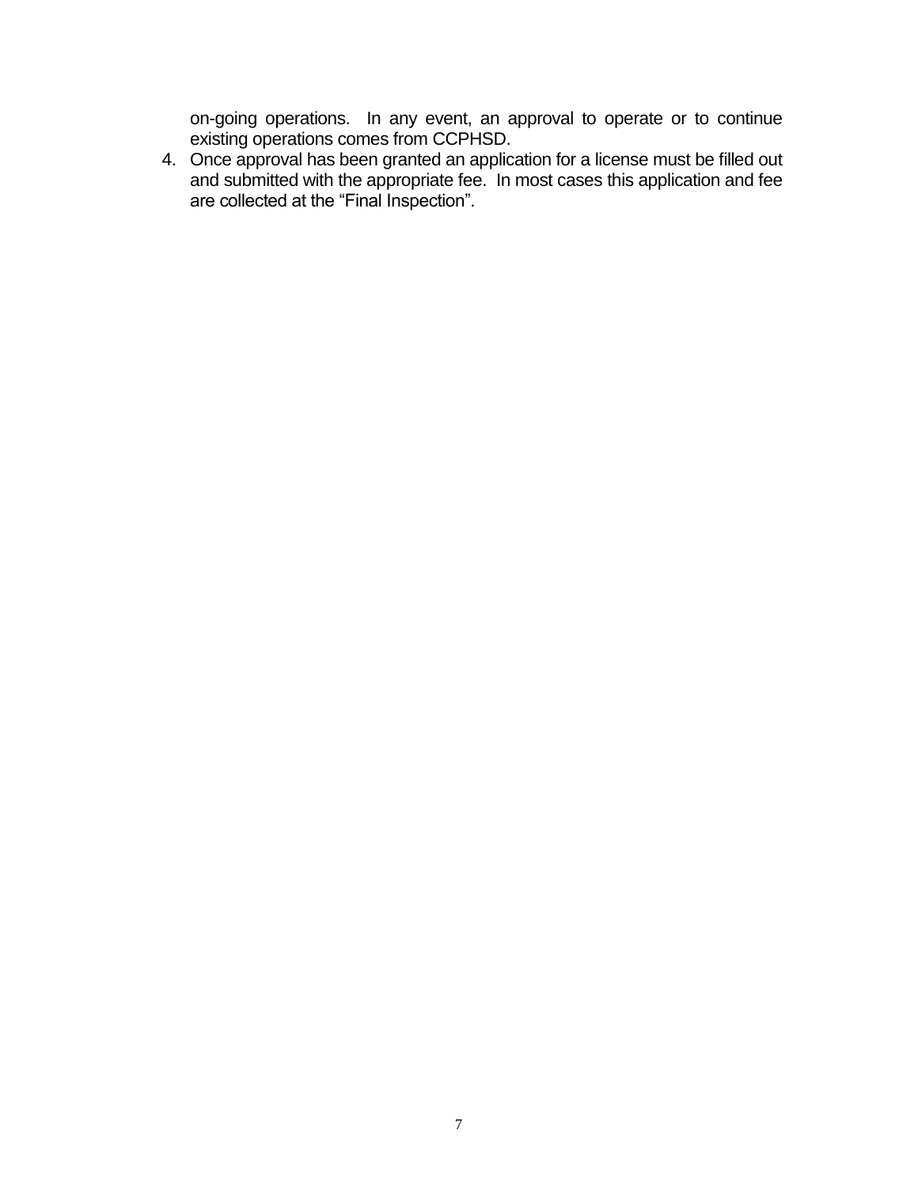on-going operations. In any event, an approval to operate or to continue existing operations comes from CCPHSD.

4. Once approval has been granted an application for a license must be filled out and submitted with the appropriate fee. In most cases this application and fee are collected at the "Final Inspection".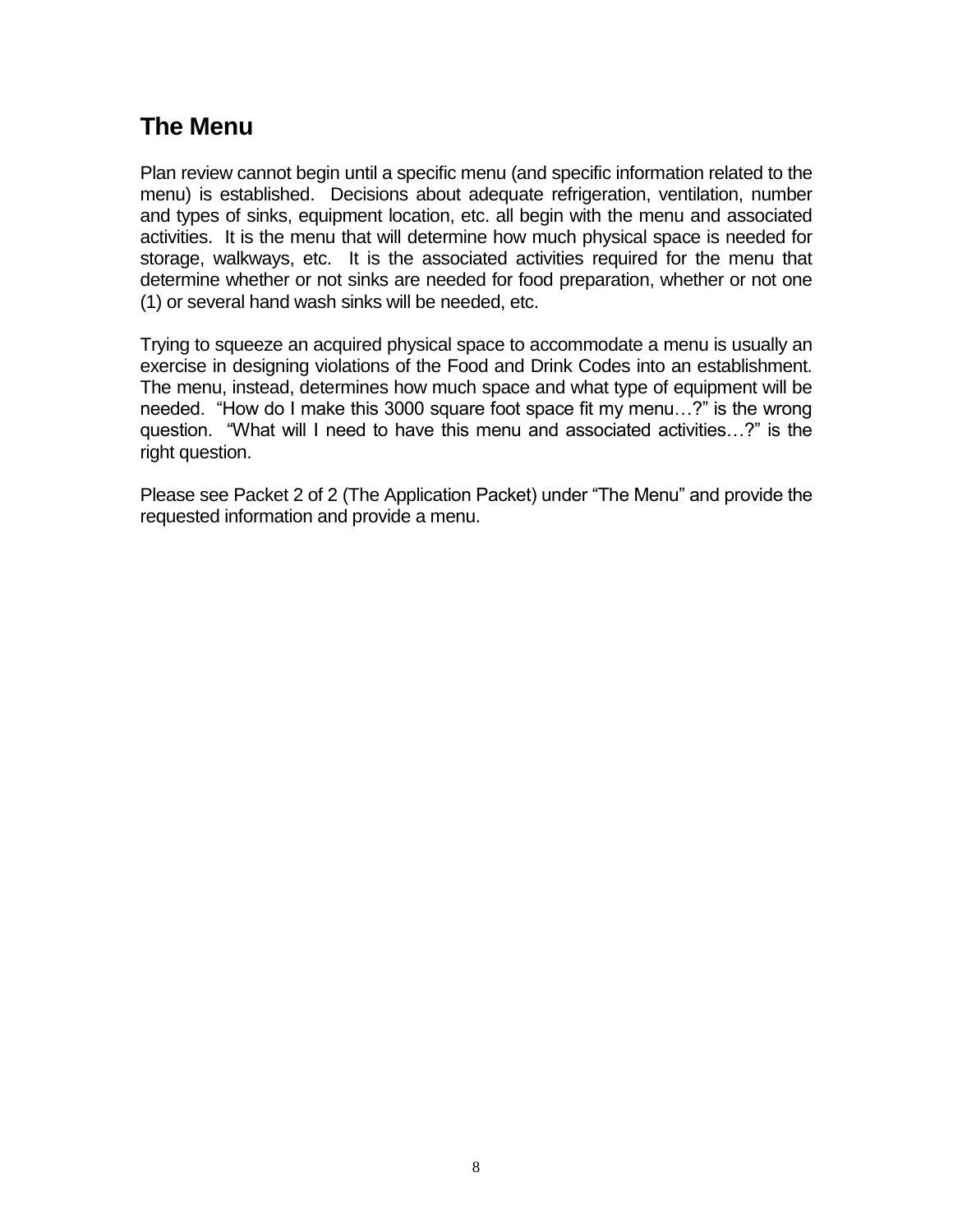## The Menu

Plan review cannot begin until a specific menu (and specific information related to the menu) is established. Decisions about adequate refrigeration, ventilation, number and types of sinks, equipment location, etc. all begin with the menu and associated activities. It is the menu that will determine how much physical space is needed for storage, walkways, etc. It is the associated activities required for the menu that determine whether or not sinks are needed for food preparation, whether or not one (1) or several hand wash sinks will be needed, etc.

Trying to squeeze an acquired physical space to accommodate a menu is usually an exercise in designing violations of the Food and Drink Codes into an establishment. The menu, instead, determines how much space and what type of equipment will be needed. "How do I make this 3000 square foot space fit my menu…?" is the wrong question. "What will I need to have this menu and associated activities…?" is the right question.

Please see Packet 2 of 2 (The Application Packet) under "The Menu" and provide the requested information and provide a menu.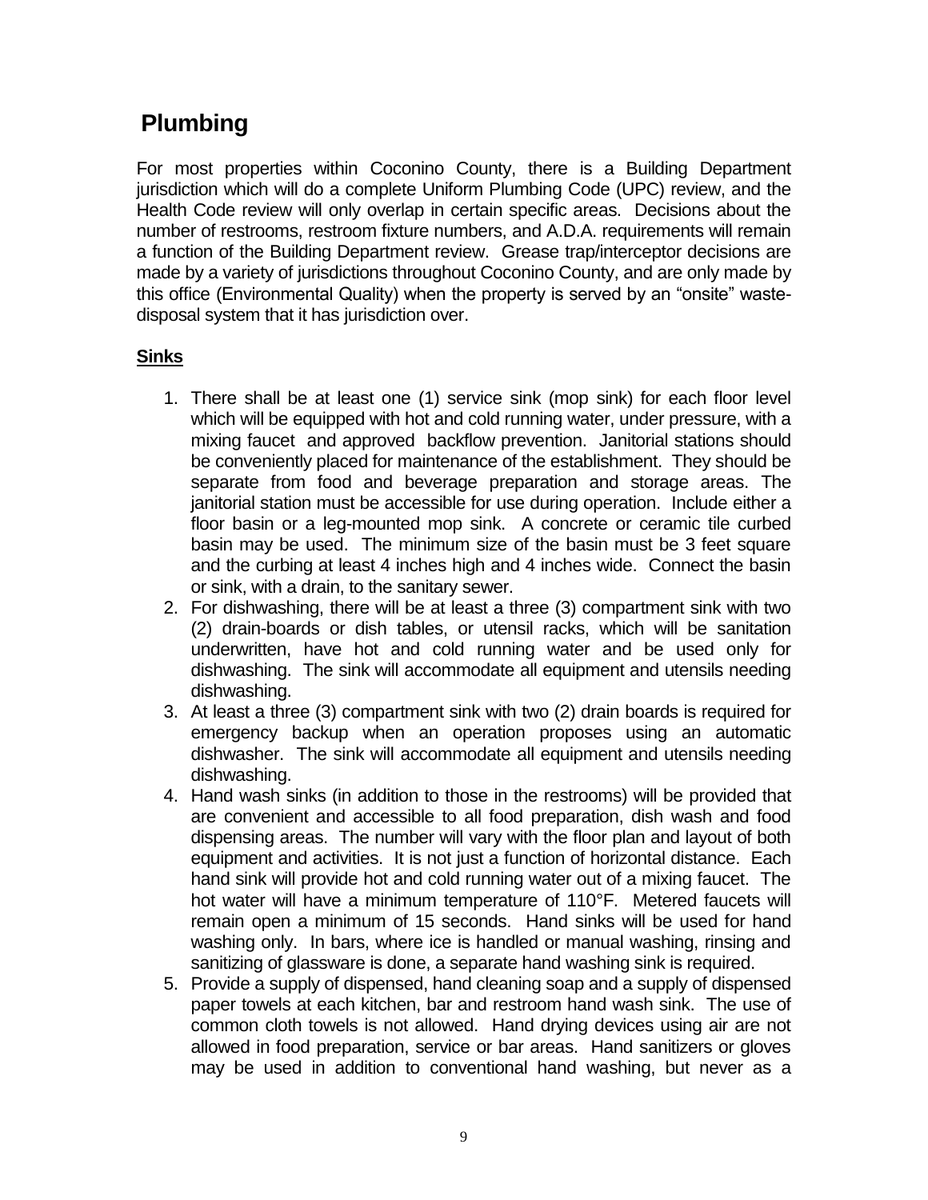# Plumbing

For most properties within Coconino County, there is a Building Department jurisdiction which will do a complete Uniform Plumbing Code (UPC) review, and the Health Code review will only overlap in certain specific areas. Decisions about the number of restrooms, restroom fixture numbers, and A.D.A. requirements will remain a function of the Building Department review. Grease trap/interceptor decisions are made by a variety of jurisdictions throughout Coconino County, and are only made by this office (Environmental Quality) when the property is served by an "onsite" waste-disposal system that it has jurisdiction over.

## Sinks

1. There shall be at least one (1) service sink (mop sink) for each floor level which will be equipped with hot and cold running water, under pressure, with a mixing faucet and approved backflow prevention. Janitorial stations should be conveniently placed for maintenance of the establishment. They should be separate from food and beverage preparation and storage areas. The janitorial station must be accessible for use during operation. Include either a floor basin or a leg-mounted mop sink. A concrete or ceramic tile curbed basin may be used. The minimum size of the basin must be 3 feet square and the curbing at least 4 inches high and 4 inches wide. Connect the basin or sink, with a drain, to the sanitary sewer.
2. For dishwashing, there will be at least a three (3) compartment sink with two (2) drain-boards or dish tables, or utensil racks, which will be sanitation underwritten, have hot and cold running water and be used only for dishwashing. The sink will accommodate all equipment and utensils needing dishwashing.
3. At least a three (3) compartment sink with two (2) drain boards is required for emergency backup when an operation proposes using an automatic dishwasher. The sink will accommodate all equipment and utensils needing dishwashing.
4. Hand wash sinks (in addition to those in the restrooms) will be provided that are convenient and accessible to all food preparation, dish wash and food dispensing areas. The number will vary with the floor plan and layout of both equipment and activities. It is not just a function of horizontal distance. Each hand sink will provide hot and cold running water out of a mixing faucet. The hot water will have a minimum temperature of 110°F. Metered faucets will remain open a minimum of 15 seconds. Hand sinks will be used for hand washing only. In bars, where ice is handled or manual washing, rinsing and sanitizing of glassware is done, a separate hand washing sink is required.
5. Provide a supply of dispensed, hand cleaning soap and a supply of dispensed paper towels at each kitchen, bar and restroom hand wash sink. The use of common cloth towels is not allowed. Hand drying devices using air are not allowed in food preparation, service or bar areas. Hand sanitizers or gloves may be used in addition to conventional hand washing, but never as a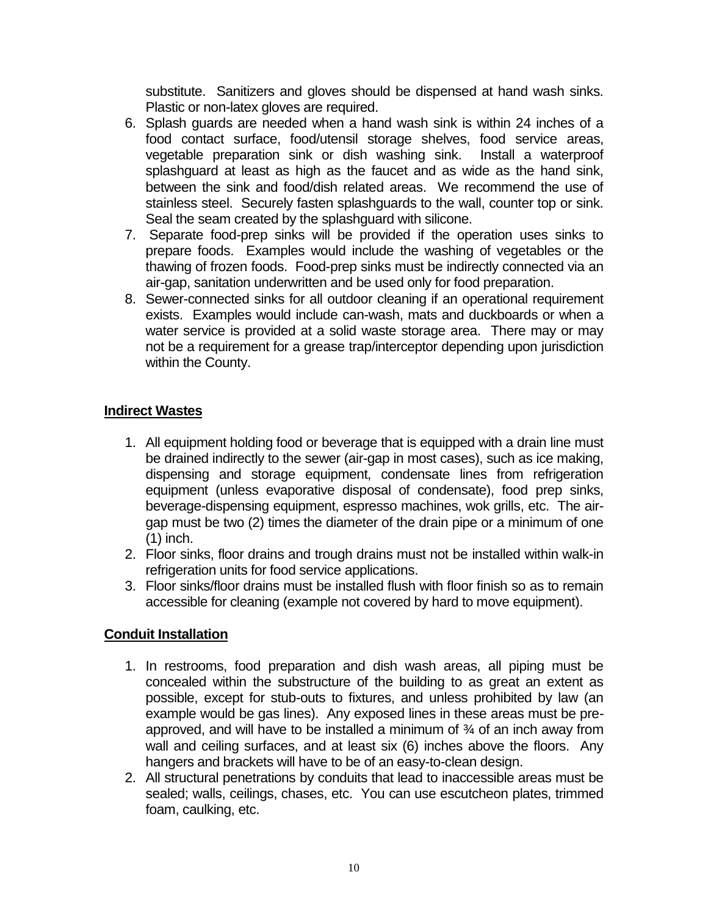substitute. Sanitizers and gloves should be dispensed at hand wash sinks. Plastic or non-latex gloves are required.

6. Splash guards are needed when a hand wash sink is within 24 inches of a food contact surface, food/utensil storage shelves, food service areas, vegetable preparation sink or dish washing sink. Install a waterproof splashguard at least as high as the faucet and as wide as the hand sink, between the sink and food/dish related areas. We recommend the use of stainless steel. Securely fasten splashguards to the wall, counter top or sink. Seal the seam created by the splashguard with silicone.
7. Separate food-prep sinks will be provided if the operation uses sinks to prepare foods. Examples would include the washing of vegetables or the thawing of frozen foods. Food-prep sinks must be indirectly connected via an air-gap, sanitation underwritten and be used only for food preparation.
8. Sewer-connected sinks for all outdoor cleaning if an operational requirement exists. Examples would include can-wash, mats and duckboards or when a water service is provided at a solid waste storage area. There may or may not be a requirement for a grease trap/interceptor depending upon jurisdiction within the County.

**Indirect Wastes**

1. All equipment holding food or beverage that is equipped with a drain line must be drained indirectly to the sewer (air-gap in most cases), such as ice making, dispensing and storage equipment, condensate lines from refrigeration equipment (unless evaporative disposal of condensate), food prep sinks, beverage-dispensing equipment, espresso machines, wok grills, etc. The air-gap must be two (2) times the diameter of the drain pipe or a minimum of one (1) inch.
2. Floor sinks, floor drains and trough drains must not be installed within walk-in refrigeration units for food service applications.
3. Floor sinks/floor drains must be installed flush with floor finish so as to remain accessible for cleaning (example not covered by hard to move equipment).

**Conduit Installation**

1. In restrooms, food preparation and dish wash areas, all piping must be concealed within the substructure of the building to as great an extent as possible, except for stub-outs to fixtures, and unless prohibited by law (an example would be gas lines). Any exposed lines in these areas must be pre-approved, and will have to be installed a minimum of ¾ of an inch away from wall and ceiling surfaces, and at least six (6) inches above the floors. Any hangers and brackets will have to be of an easy-to-clean design.
2. All structural penetrations by conduits that lead to inaccessible areas must be sealed; walls, ceilings, chases, etc. You can use escutcheon plates, trimmed foam, caulking, etc.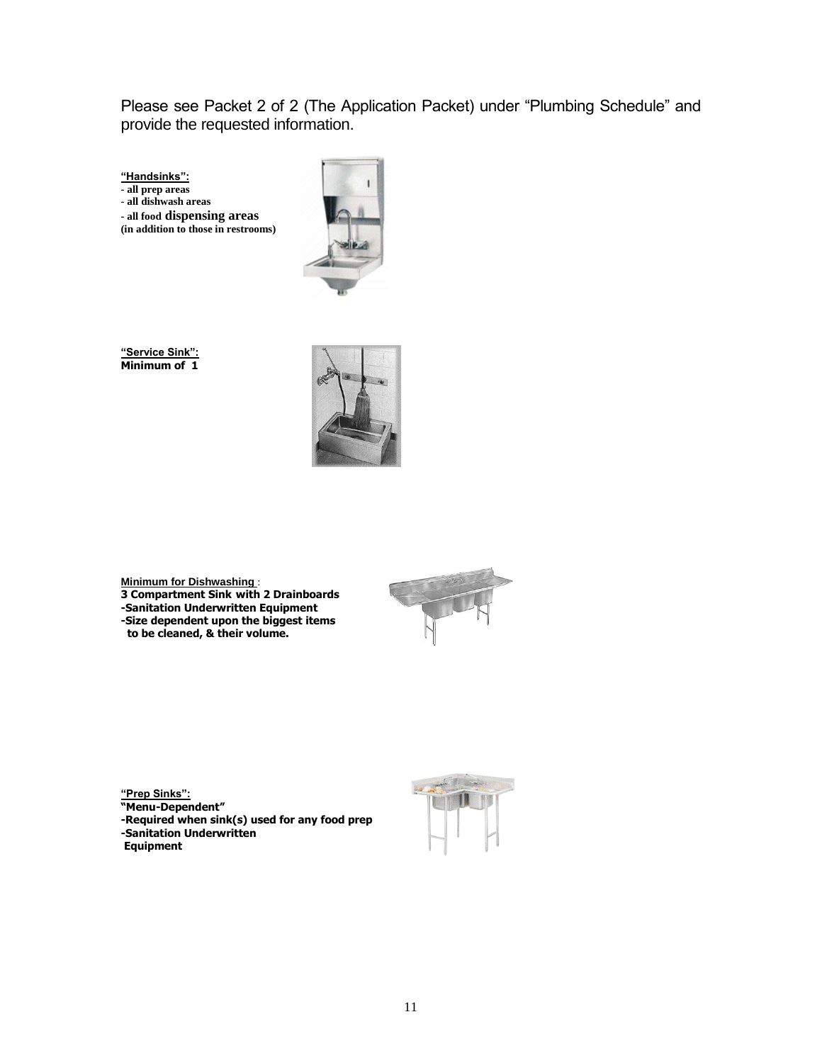Please see Packet 2 of 2 (The Application Packet) under "Plumbing Schedule" and provide the requested information.

**"Handsinks":**
**- all prep areas**
**- all dishwash areas**
**- all food dispensing areas**
**(in addition to those in restrooms)**

**"Service Sink":**
**Minimum of 1**

**Minimum for Dishwashing** :
**3 Compartment Sink with 2 Drainboards**
**-Sanitation Underwritten Equipment**
**-Size dependent upon the biggest items to be cleaned, & their volume.**

**"Prep Sinks":**
**"Menu-Dependent"**
**-Required when sink(s) used for any food prep**
**-Sanitation Underwritten Equipment**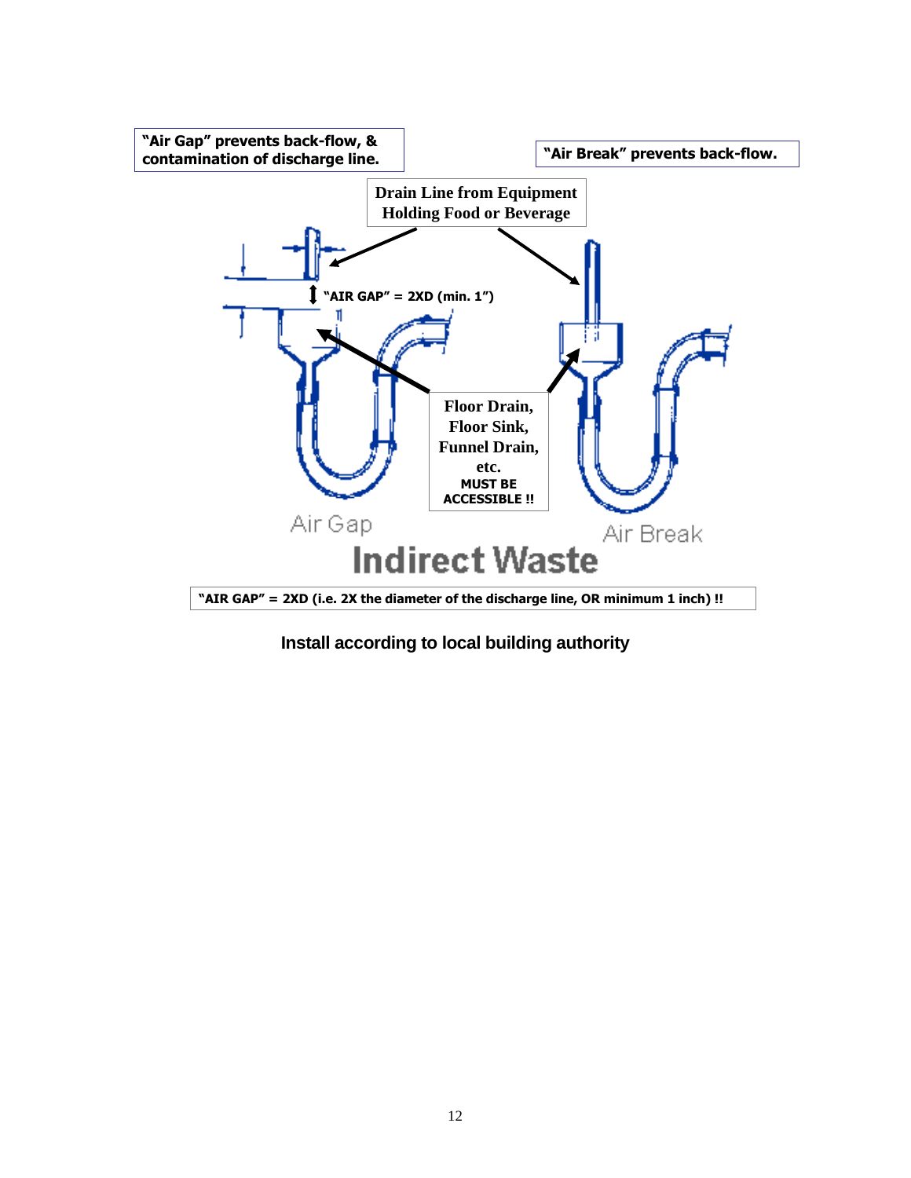**"Air Gap" prevents back-flow, & contamination of discharge line.**

**"Air Break" prevents back-flow.**

**Drain Line from Equipment Holding Food or Beverage**

**"AIR GAP" = 2XD (min. 1")**

**Floor Drain, Floor Sink, Funnel Drain, etc.**
**MUST BE ACCESSIBLE !!**

Air Gap

Air Break

# Indirect Waste

**"AIR GAP" = 2XD (i.e. 2X the diameter of the discharge line, OR minimum 1 inch) !!**

**Install according to local building authority**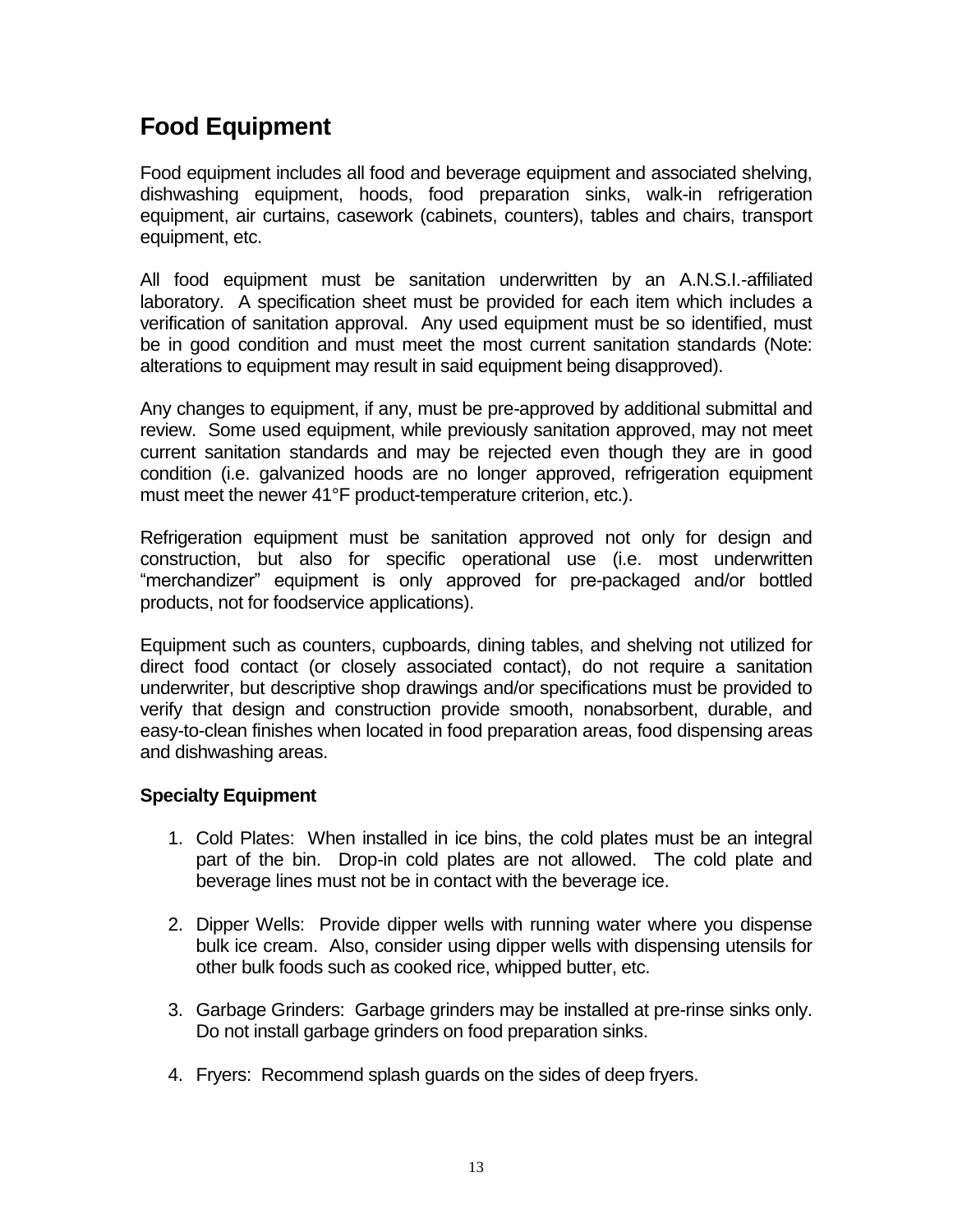## Food Equipment

Food equipment includes all food and beverage equipment and associated shelving, dishwashing equipment, hoods, food preparation sinks, walk-in refrigeration equipment, air curtains, casework (cabinets, counters), tables and chairs, transport equipment, etc.

All food equipment must be sanitation underwritten by an A.N.S.I.-affiliated laboratory. A specification sheet must be provided for each item which includes a verification of sanitation approval. Any used equipment must be so identified, must be in good condition and must meet the most current sanitation standards (Note: alterations to equipment may result in said equipment being disapproved).

Any changes to equipment, if any, must be pre-approved by additional submittal and review. Some used equipment, while previously sanitation approved, may not meet current sanitation standards and may be rejected even though they are in good condition (i.e. galvanized hoods are no longer approved, refrigeration equipment must meet the newer 41°F product-temperature criterion, etc.).

Refrigeration equipment must be sanitation approved not only for design and construction, but also for specific operational use (i.e. most underwritten "merchandizer" equipment is only approved for pre-packaged and/or bottled products, not for foodservice applications).

Equipment such as counters, cupboards, dining tables, and shelving not utilized for direct food contact (or closely associated contact), do not require a sanitation underwriter, but descriptive shop drawings and/or specifications must be provided to verify that design and construction provide smooth, nonabsorbent, durable, and easy-to-clean finishes when located in food preparation areas, food dispensing areas and dishwashing areas.

### Specialty Equipment

1. Cold Plates: When installed in ice bins, the cold plates must be an integral part of the bin. Drop-in cold plates are not allowed. The cold plate and beverage lines must not be in contact with the beverage ice.

2. Dipper Wells: Provide dipper wells with running water where you dispense bulk ice cream. Also, consider using dipper wells with dispensing utensils for other bulk foods such as cooked rice, whipped butter, etc.

3. Garbage Grinders: Garbage grinders may be installed at pre-rinse sinks only. Do not install garbage grinders on food preparation sinks.

4. Fryers: Recommend splash guards on the sides of deep fryers.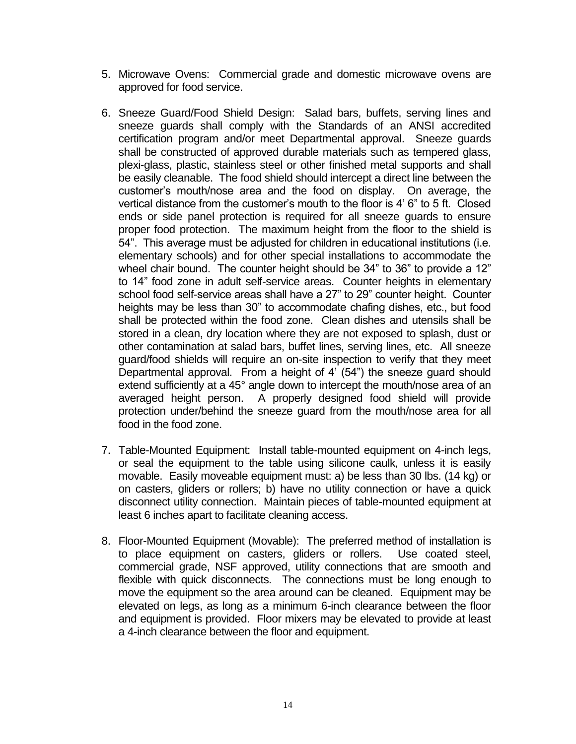5. Microwave Ovens: Commercial grade and domestic microwave ovens are approved for food service.

6. Sneeze Guard/Food Shield Design: Salad bars, buffets, serving lines and sneeze guards shall comply with the Standards of an ANSI accredited certification program and/or meet Departmental approval. Sneeze guards shall be constructed of approved durable materials such as tempered glass, plexi-glass, plastic, stainless steel or other finished metal supports and shall be easily cleanable. The food shield should intercept a direct line between the customer's mouth/nose area and the food on display. On average, the vertical distance from the customer's mouth to the floor is 4' 6" to 5 ft. Closed ends or side panel protection is required for all sneeze guards to ensure proper food protection. The maximum height from the floor to the shield is 54". This average must be adjusted for children in educational institutions (i.e. elementary schools) and for other special installations to accommodate the wheel chair bound. The counter height should be 34" to 36" to provide a 12" to 14" food zone in adult self-service areas. Counter heights in elementary school food self-service areas shall have a 27" to 29" counter height. Counter heights may be less than 30" to accommodate chafing dishes, etc., but food shall be protected within the food zone. Clean dishes and utensils shall be stored in a clean, dry location where they are not exposed to splash, dust or other contamination at salad bars, buffet lines, serving lines, etc. All sneeze guard/food shields will require an on-site inspection to verify that they meet Departmental approval. From a height of 4' (54") the sneeze guard should extend sufficiently at a 45° angle down to intercept the mouth/nose area of an averaged height person. A properly designed food shield will provide protection under/behind the sneeze guard from the mouth/nose area for all food in the food zone.

7. Table-Mounted Equipment: Install table-mounted equipment on 4-inch legs, or seal the equipment to the table using silicone caulk, unless it is easily movable. Easily moveable equipment must: a) be less than 30 lbs. (14 kg) or on casters, gliders or rollers; b) have no utility connection or have a quick disconnect utility connection. Maintain pieces of table-mounted equipment at least 6 inches apart to facilitate cleaning access.

8. Floor-Mounted Equipment (Movable): The preferred method of installation is to place equipment on casters, gliders or rollers. Use coated steel, commercial grade, NSF approved, utility connections that are smooth and flexible with quick disconnects. The connections must be long enough to move the equipment so the area around can be cleaned. Equipment may be elevated on legs, as long as a minimum 6-inch clearance between the floor and equipment is provided. Floor mixers may be elevated to provide at least a 4-inch clearance between the floor and equipment.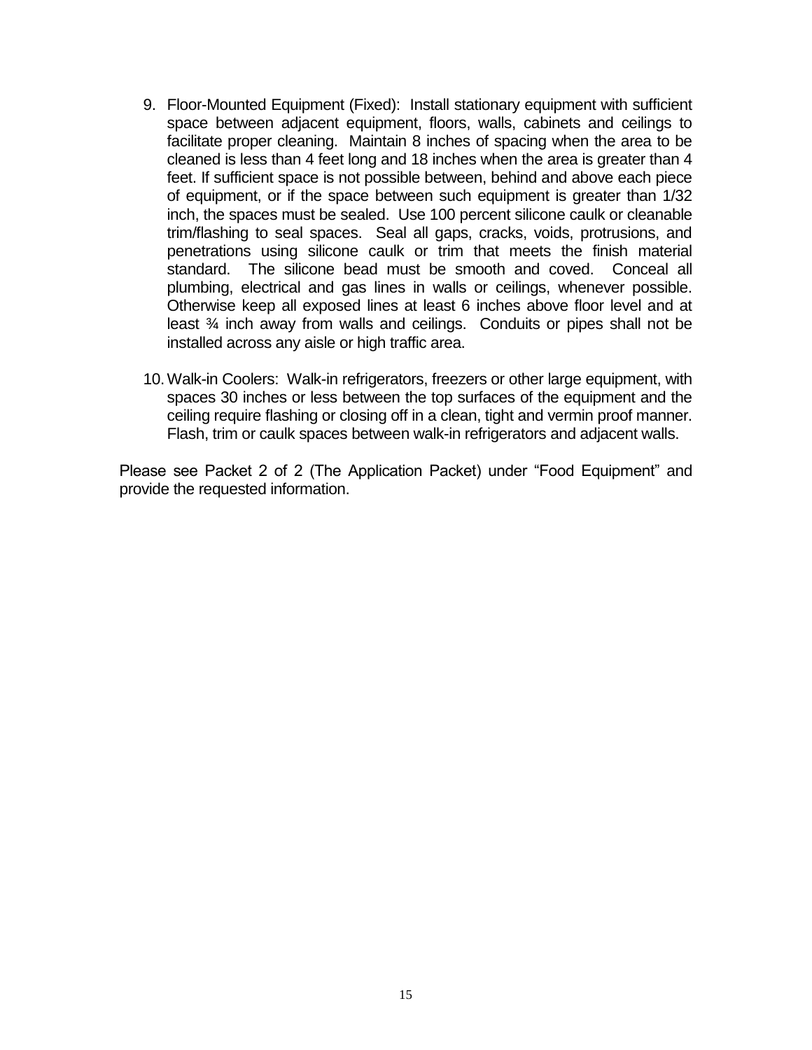9. Floor-Mounted Equipment (Fixed): Install stationary equipment with sufficient space between adjacent equipment, floors, walls, cabinets and ceilings to facilitate proper cleaning. Maintain 8 inches of spacing when the area to be cleaned is less than 4 feet long and 18 inches when the area is greater than 4 feet. If sufficient space is not possible between, behind and above each piece of equipment, or if the space between such equipment is greater than 1/32 inch, the spaces must be sealed. Use 100 percent silicone caulk or cleanable trim/flashing to seal spaces. Seal all gaps, cracks, voids, protrusions, and penetrations using silicone caulk or trim that meets the finish material standard. The silicone bead must be smooth and coved. Conceal all plumbing, electrical and gas lines in walls or ceilings, whenever possible. Otherwise keep all exposed lines at least 6 inches above floor level and at least ¾ inch away from walls and ceilings. Conduits or pipes shall not be installed across any aisle or high traffic area.

10. Walk-in Coolers: Walk-in refrigerators, freezers or other large equipment, with spaces 30 inches or less between the top surfaces of the equipment and the ceiling require flashing or closing off in a clean, tight and vermin proof manner. Flash, trim or caulk spaces between walk-in refrigerators and adjacent walls.

Please see Packet 2 of 2 (The Application Packet) under "Food Equipment" and provide the requested information.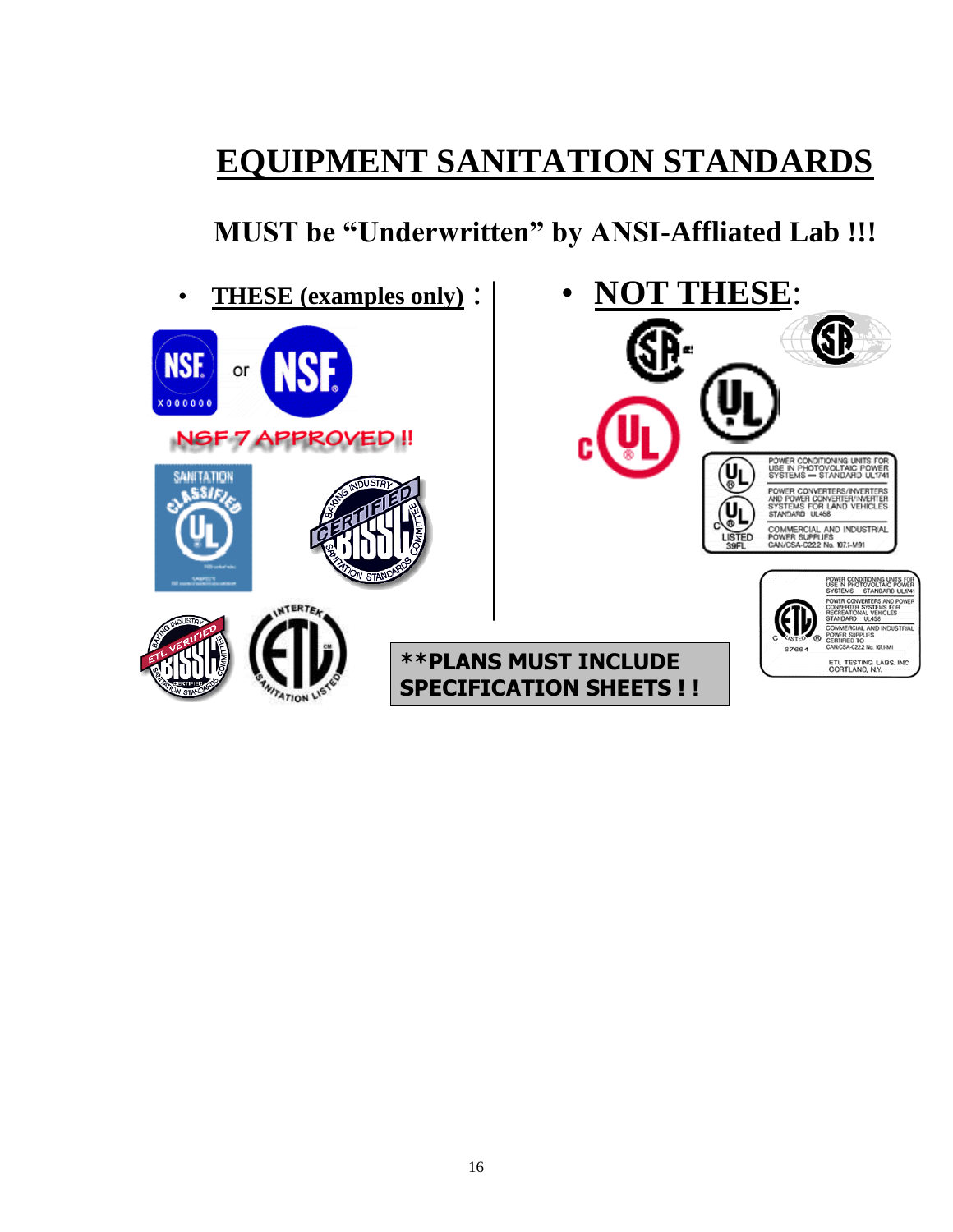# EQUIPMENT SANITATION STANDARDS

## MUST be "Underwritten" by ANSI-Affliated Lab !!!

- **THESE (examples only)** :

NSF 7 APPROVED !!

- **NOT THESE**:

**PLANS MUST INCLUDE SPECIFICATION SHEETS ! !**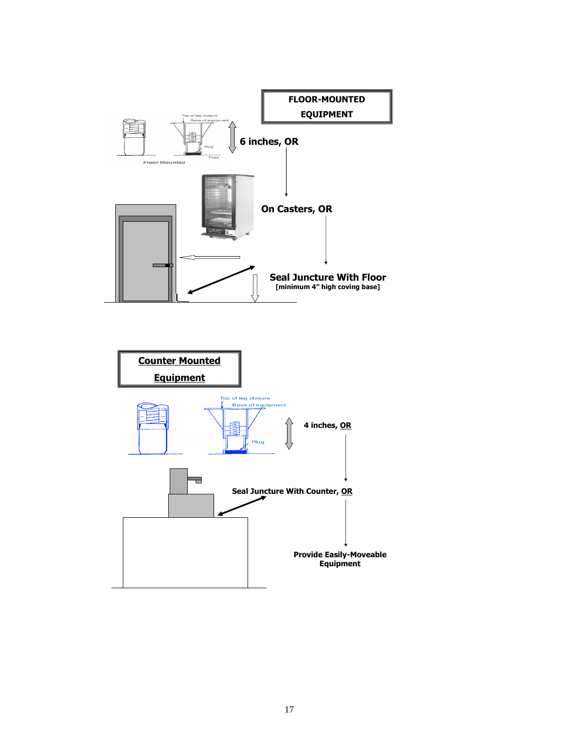## FLOOR-MOUNTED EQUIPMENT

Top of leg closure

Base of equipment

Plug

Floor

Floor Mounted

**6 inches, OR**

**On Casters, OR**

**Seal Juncture With Floor**
**[minimum 4" high coving base]**

## Counter Mounted Equipment

Top of leg closure

Base of equipment

Plug

**4 inches, OR**

**Seal Juncture With Counter, OR**

**Provide Easily-Moveable Equipment**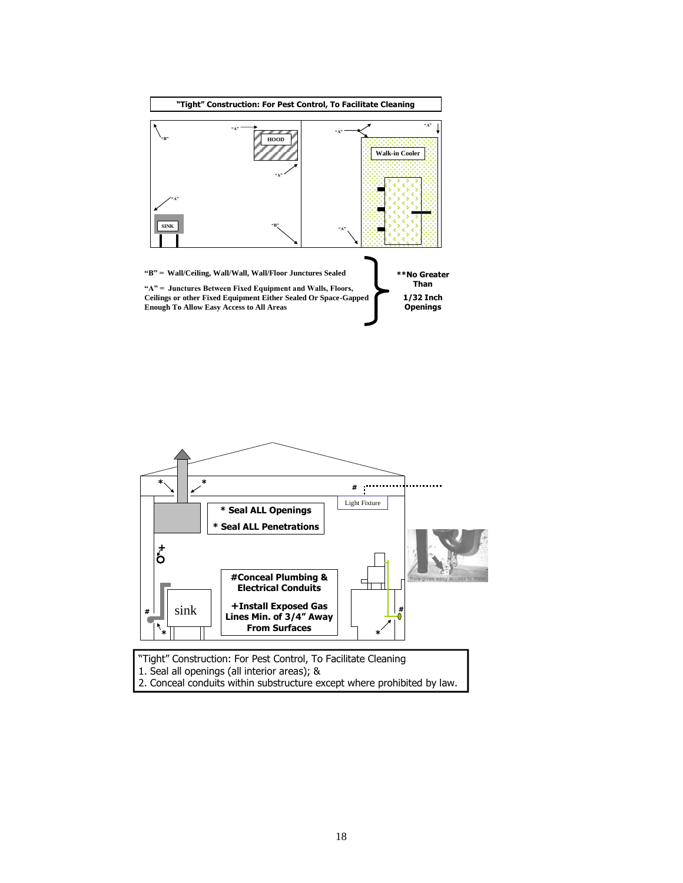**"Tight" Construction: For Pest Control, To Facilitate Cleaning**

"A" HOOD "A" "B" "A" SINK "B"

"A" "A" Walk-in Cooler "A"

**"B" = Wall/Ceiling, Wall/Wall, Wall/Floor Junctures Sealed**

**"A" = Junctures Between Fixed Equipment and Walls, Floors, Ceilings or other Fixed Equipment Either Sealed Or Space-Gapped Enough To Allow Easy Access to All Areas**

**\*\*No Greater Than 1/32 Inch Openings**

**\* Seal ALL Openings**

**\* Seal ALL Penetrations**

Light Fixture

**#Conceal Plumbing & Electrical Conduits**

**+Install Exposed Gas Lines Min. of 3/4" Away From Surfaces**

sink

hole gives easy access to mice

"Tight" Construction: For Pest Control, To Facilitate Cleaning
1. Seal all openings (all interior areas); &
2. Conceal conduits within substructure except where prohibited by law.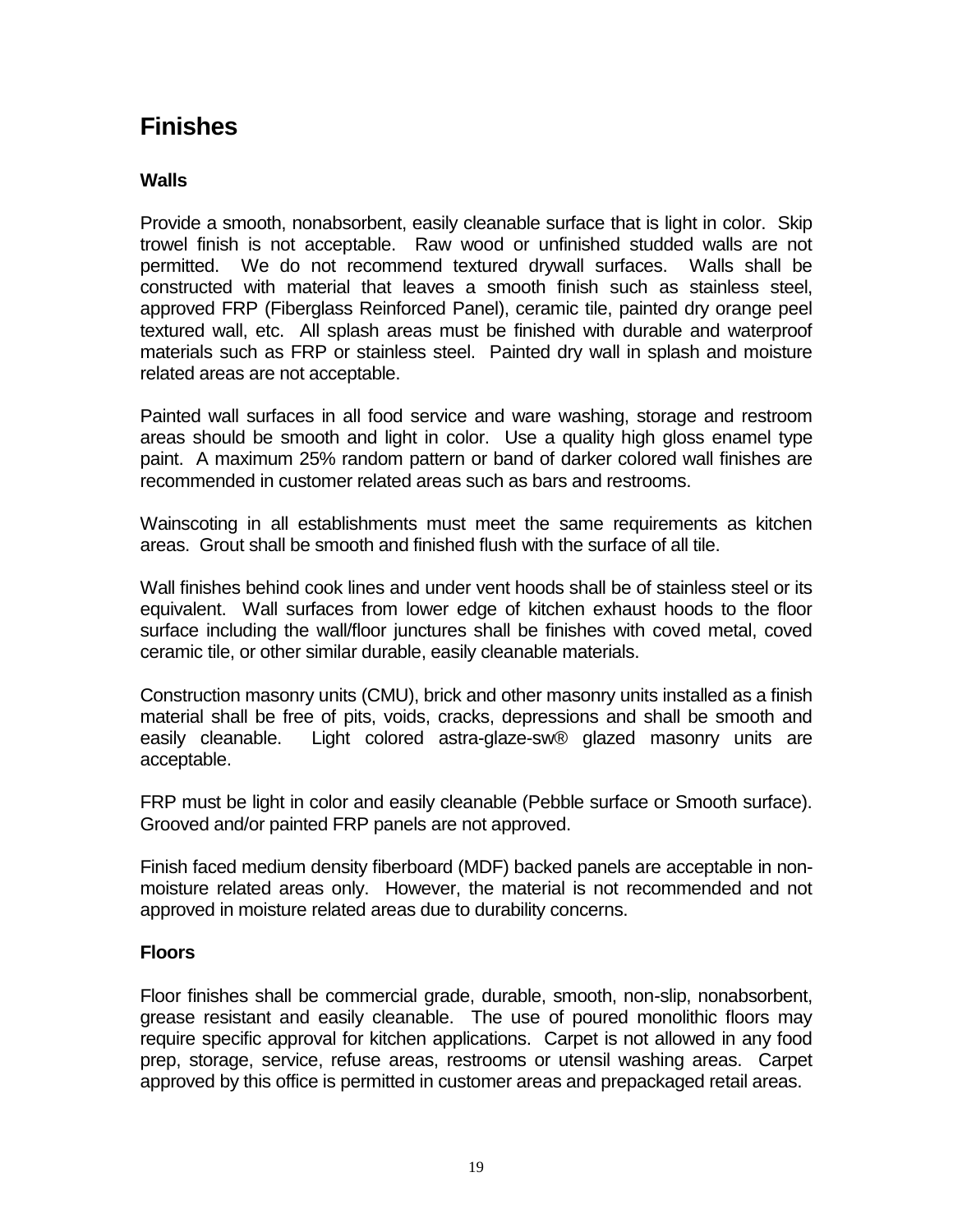# Finishes

### Walls

Provide a smooth, nonabsorbent, easily cleanable surface that is light in color. Skip trowel finish is not acceptable. Raw wood or unfinished studded walls are not permitted. We do not recommend textured drywall surfaces. Walls shall be constructed with material that leaves a smooth finish such as stainless steel, approved FRP (Fiberglass Reinforced Panel), ceramic tile, painted dry orange peel textured wall, etc. All splash areas must be finished with durable and waterproof materials such as FRP or stainless steel. Painted dry wall in splash and moisture related areas are not acceptable.

Painted wall surfaces in all food service and ware washing, storage and restroom areas should be smooth and light in color. Use a quality high gloss enamel type paint. A maximum 25% random pattern or band of darker colored wall finishes are recommended in customer related areas such as bars and restrooms.

Wainscoting in all establishments must meet the same requirements as kitchen areas. Grout shall be smooth and finished flush with the surface of all tile.

Wall finishes behind cook lines and under vent hoods shall be of stainless steel or its equivalent. Wall surfaces from lower edge of kitchen exhaust hoods to the floor surface including the wall/floor junctures shall be finishes with coved metal, coved ceramic tile, or other similar durable, easily cleanable materials.

Construction masonry units (CMU), brick and other masonry units installed as a finish material shall be free of pits, voids, cracks, depressions and shall be smooth and easily cleanable. Light colored astra-glaze-sw® glazed masonry units are acceptable.

FRP must be light in color and easily cleanable (Pebble surface or Smooth surface). Grooved and/or painted FRP panels are not approved.

Finish faced medium density fiberboard (MDF) backed panels are acceptable in non-moisture related areas only. However, the material is not recommended and not approved in moisture related areas due to durability concerns.

### Floors

Floor finishes shall be commercial grade, durable, smooth, non-slip, nonabsorbent, grease resistant and easily cleanable. The use of poured monolithic floors may require specific approval for kitchen applications. Carpet is not allowed in any food prep, storage, service, refuse areas, restrooms or utensil washing areas. Carpet approved by this office is permitted in customer areas and prepackaged retail areas.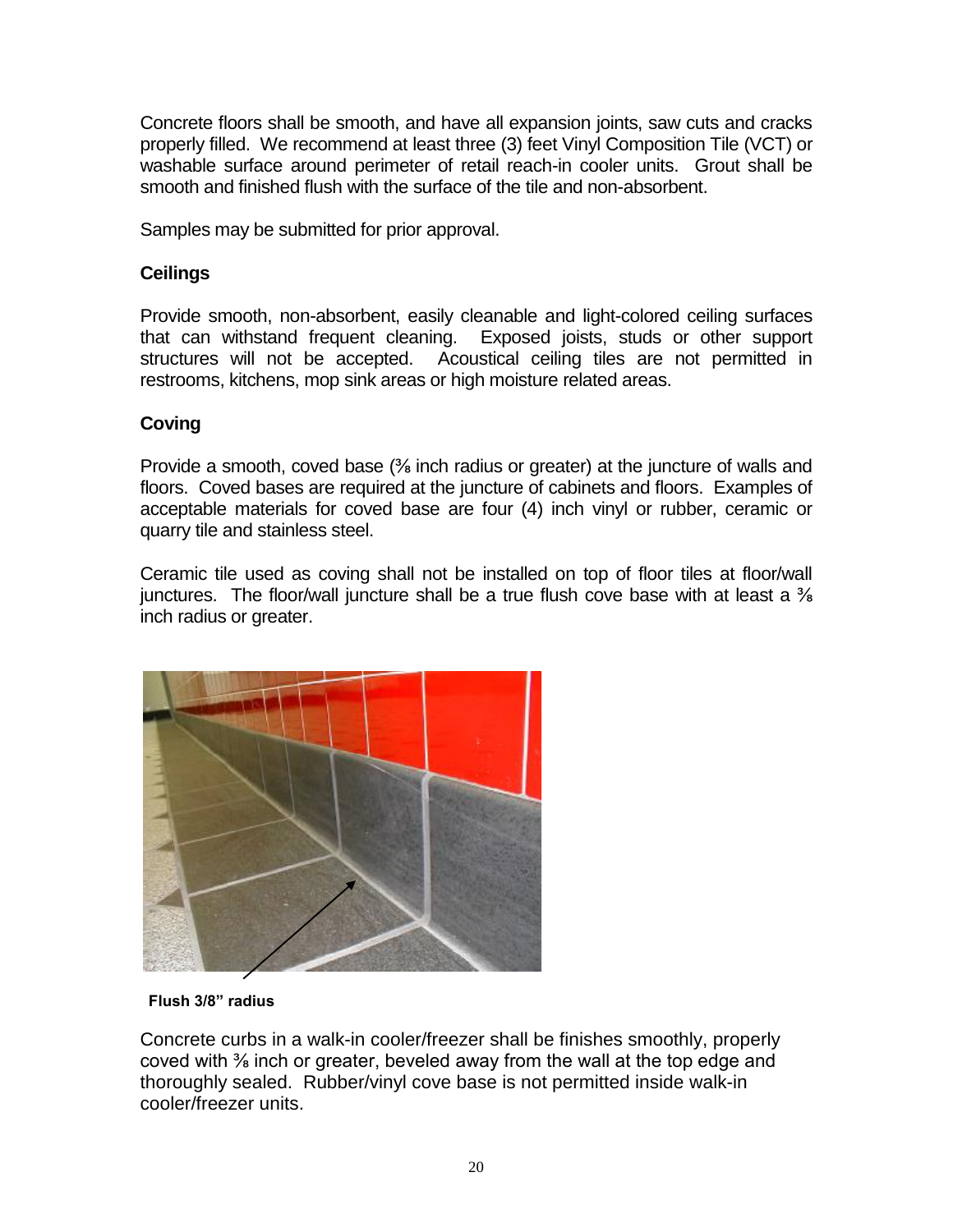Concrete floors shall be smooth, and have all expansion joints, saw cuts and cracks properly filled. We recommend at least three (3) feet Vinyl Composition Tile (VCT) or washable surface around perimeter of retail reach-in cooler units. Grout shall be smooth and finished flush with the surface of the tile and non-absorbent.

Samples may be submitted for prior approval.

### Ceilings

Provide smooth, non-absorbent, easily cleanable and light-colored ceiling surfaces that can withstand frequent cleaning. Exposed joists, studs or other support structures will not be accepted. Acoustical ceiling tiles are not permitted in restrooms, kitchens, mop sink areas or high moisture related areas.

### Coving

Provide a smooth, coved base (⅜ inch radius or greater) at the juncture of walls and floors. Coved bases are required at the juncture of cabinets and floors. Examples of acceptable materials for coved base are four (4) inch vinyl or rubber, ceramic or quarry tile and stainless steel.

Ceramic tile used as coving shall not be installed on top of floor tiles at floor/wall junctures. The floor/wall juncture shall be a true flush cove base with at least a ⅜ inch radius or greater.

**Flush 3/8" radius**

Concrete curbs in a walk-in cooler/freezer shall be finishes smoothly, properly coved with ⅜ inch or greater, beveled away from the wall at the top edge and thoroughly sealed. Rubber/vinyl cove base is not permitted inside walk-in cooler/freezer units.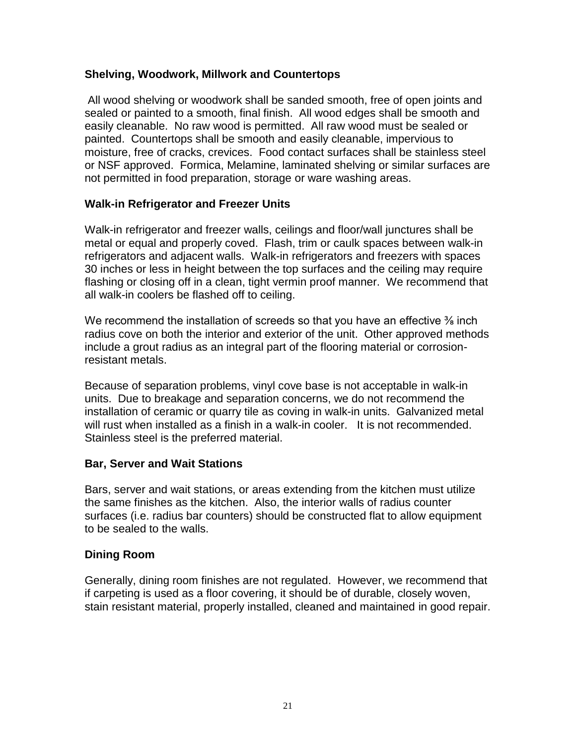**Shelving, Woodwork, Millwork and Countertops**

All wood shelving or woodwork shall be sanded smooth, free of open joints and sealed or painted to a smooth, final finish. All wood edges shall be smooth and easily cleanable. No raw wood is permitted. All raw wood must be sealed or painted. Countertops shall be smooth and easily cleanable, impervious to moisture, free of cracks, crevices. Food contact surfaces shall be stainless steel or NSF approved. Formica, Melamine, laminated shelving or similar surfaces are not permitted in food preparation, storage or ware washing areas.

**Walk-in Refrigerator and Freezer Units**

Walk-in refrigerator and freezer walls, ceilings and floor/wall junctures shall be metal or equal and properly coved. Flash, trim or caulk spaces between walk-in refrigerators and adjacent walls. Walk-in refrigerators and freezers with spaces 30 inches or less in height between the top surfaces and the ceiling may require flashing or closing off in a clean, tight vermin proof manner. We recommend that all walk-in coolers be flashed off to ceiling.

We recommend the installation of screeds so that you have an effective ⅜ inch radius cove on both the interior and exterior of the unit. Other approved methods include a grout radius as an integral part of the flooring material or corrosion-resistant metals.

Because of separation problems, vinyl cove base is not acceptable in walk-in units. Due to breakage and separation concerns, we do not recommend the installation of ceramic or quarry tile as coving in walk-in units. Galvanized metal will rust when installed as a finish in a walk-in cooler. It is not recommended. Stainless steel is the preferred material.

**Bar, Server and Wait Stations**

Bars, server and wait stations, or areas extending from the kitchen must utilize the same finishes as the kitchen. Also, the interior walls of radius counter surfaces (i.e. radius bar counters) should be constructed flat to allow equipment to be sealed to the walls.

**Dining Room**

Generally, dining room finishes are not regulated. However, we recommend that if carpeting is used as a floor covering, it should be of durable, closely woven, stain resistant material, properly installed, cleaned and maintained in good repair.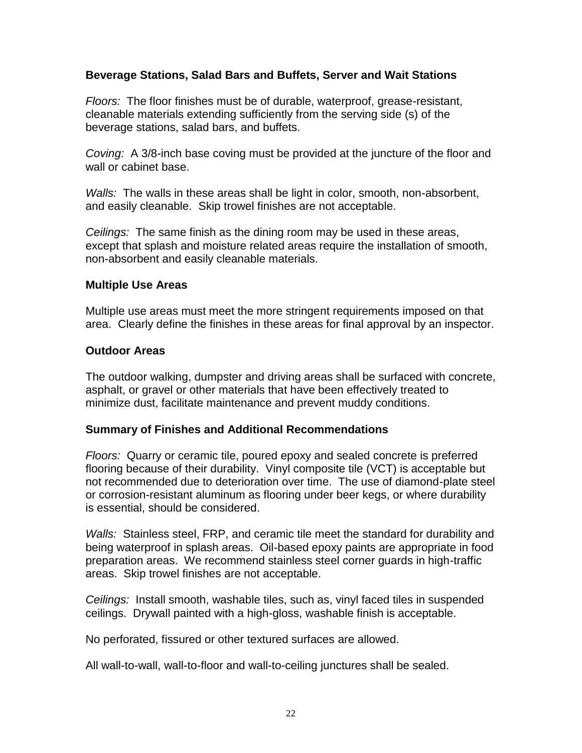### Beverage Stations, Salad Bars and Buffets, Server and Wait Stations

*Floors:* The floor finishes must be of durable, waterproof, grease-resistant, cleanable materials extending sufficiently from the serving side (s) of the beverage stations, salad bars, and buffets.

*Coving:* A 3/8-inch base coving must be provided at the juncture of the floor and wall or cabinet base.

*Walls:* The walls in these areas shall be light in color, smooth, non-absorbent, and easily cleanable. Skip trowel finishes are not acceptable.

*Ceilings:* The same finish as the dining room may be used in these areas, except that splash and moisture related areas require the installation of smooth, non-absorbent and easily cleanable materials.

### Multiple Use Areas

Multiple use areas must meet the more stringent requirements imposed on that area. Clearly define the finishes in these areas for final approval by an inspector.

### Outdoor Areas

The outdoor walking, dumpster and driving areas shall be surfaced with concrete, asphalt, or gravel or other materials that have been effectively treated to minimize dust, facilitate maintenance and prevent muddy conditions.

### Summary of Finishes and Additional Recommendations

*Floors:* Quarry or ceramic tile, poured epoxy and sealed concrete is preferred flooring because of their durability. Vinyl composite tile (VCT) is acceptable but not recommended due to deterioration over time. The use of diamond-plate steel or corrosion-resistant aluminum as flooring under beer kegs, or where durability is essential, should be considered.

*Walls:* Stainless steel, FRP, and ceramic tile meet the standard for durability and being waterproof in splash areas. Oil-based epoxy paints are appropriate in food preparation areas. We recommend stainless steel corner guards in high-traffic areas. Skip trowel finishes are not acceptable.

*Ceilings:* Install smooth, washable tiles, such as, vinyl faced tiles in suspended ceilings. Drywall painted with a high-gloss, washable finish is acceptable.

No perforated, fissured or other textured surfaces are allowed.

All wall-to-wall, wall-to-floor and wall-to-ceiling junctures shall be sealed.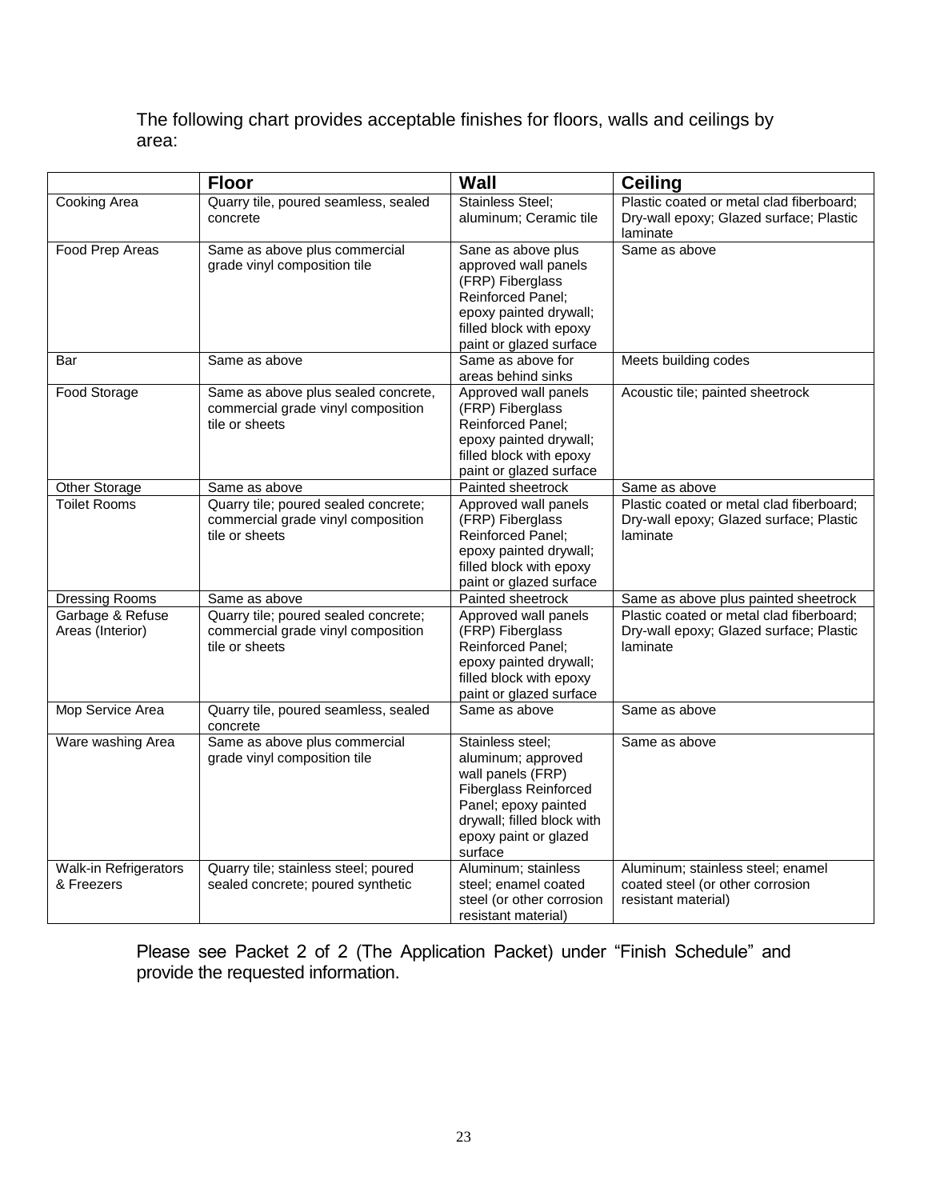The following chart provides acceptable finishes for floors, walls and ceilings by area:

| | **Floor** | **Wall** | **Ceiling** |
|---|---|---|---|
| Cooking Area | Quarry tile, poured seamless, sealed concrete | Stainless Steel; aluminum; Ceramic tile | Plastic coated or metal clad fiberboard; Dry-wall epoxy; Glazed surface; Plastic laminate |
| Food Prep Areas | Same as above plus commercial grade vinyl composition tile | Sane as above plus approved wall panels (FRP) Fiberglass Reinforced Panel; epoxy painted drywall; filled block with epoxy paint or glazed surface | Same as above |
| Bar | Same as above | Same as above for areas behind sinks | Meets building codes |
| Food Storage | Same as above plus sealed concrete, commercial grade vinyl composition tile or sheets | Approved wall panels (FRP) Fiberglass Reinforced Panel; epoxy painted drywall; filled block with epoxy paint or glazed surface | Acoustic tile; painted sheetrock |
| Other Storage | Same as above | Painted sheetrock | Same as above |
| Toilet Rooms | Quarry tile; poured sealed concrete; commercial grade vinyl composition tile or sheets | Approved wall panels (FRP) Fiberglass Reinforced Panel; epoxy painted drywall; filled block with epoxy paint or glazed surface | Plastic coated or metal clad fiberboard; Dry-wall epoxy; Glazed surface; Plastic laminate |
| Dressing Rooms | Same as above | Painted sheetrock | Same as above plus painted sheetrock |
| Garbage & Refuse Areas (Interior) | Quarry tile; poured sealed concrete; commercial grade vinyl composition tile or sheets | Approved wall panels (FRP) Fiberglass Reinforced Panel; epoxy painted drywall; filled block with epoxy paint or glazed surface | Plastic coated or metal clad fiberboard; Dry-wall epoxy; Glazed surface; Plastic laminate |
| Mop Service Area | Quarry tile, poured seamless, sealed concrete | Same as above | Same as above |
| Ware washing Area | Same as above plus commercial grade vinyl composition tile | Stainless steel; aluminum; approved wall panels (FRP) Fiberglass Reinforced Panel; epoxy painted drywall; filled block with epoxy paint or glazed surface | Same as above |
| Walk-in Refrigerators & Freezers | Quarry tile; stainless steel; poured sealed concrete; poured synthetic | Aluminum; stainless steel; enamel coated steel (or other corrosion resistant material) | Aluminum; stainless steel; enamel coated steel (or other corrosion resistant material) |

Please see Packet 2 of 2 (The Application Packet) under "Finish Schedule" and provide the requested information.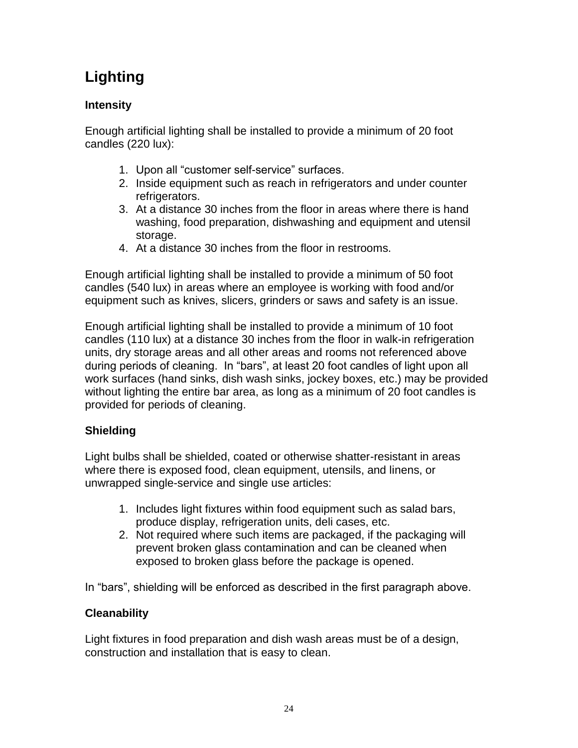# Lighting

### Intensity

Enough artificial lighting shall be installed to provide a minimum of 20 foot candles (220 lux):

1. Upon all “customer self-service” surfaces.
2. Inside equipment such as reach in refrigerators and under counter refrigerators.
3. At a distance 30 inches from the floor in areas where there is hand washing, food preparation, dishwashing and equipment and utensil storage.
4. At a distance 30 inches from the floor in restrooms.

Enough artificial lighting shall be installed to provide a minimum of 50 foot candles (540 lux) in areas where an employee is working with food and/or equipment such as knives, slicers, grinders or saws and safety is an issue.

Enough artificial lighting shall be installed to provide a minimum of 10 foot candles (110 lux) at a distance 30 inches from the floor in walk-in refrigeration units, dry storage areas and all other areas and rooms not referenced above during periods of cleaning. In “bars”, at least 20 foot candles of light upon all work surfaces (hand sinks, dish wash sinks, jockey boxes, etc.) may be provided without lighting the entire bar area, as long as a minimum of 20 foot candles is provided for periods of cleaning.

### Shielding

Light bulbs shall be shielded, coated or otherwise shatter-resistant in areas where there is exposed food, clean equipment, utensils, and linens, or unwrapped single-service and single use articles:

1. Includes light fixtures within food equipment such as salad bars, produce display, refrigeration units, deli cases, etc.
2. Not required where such items are packaged, if the packaging will prevent broken glass contamination and can be cleaned when exposed to broken glass before the package is opened.

In “bars”, shielding will be enforced as described in the first paragraph above.

### Cleanability

Light fixtures in food preparation and dish wash areas must be of a design, construction and installation that is easy to clean.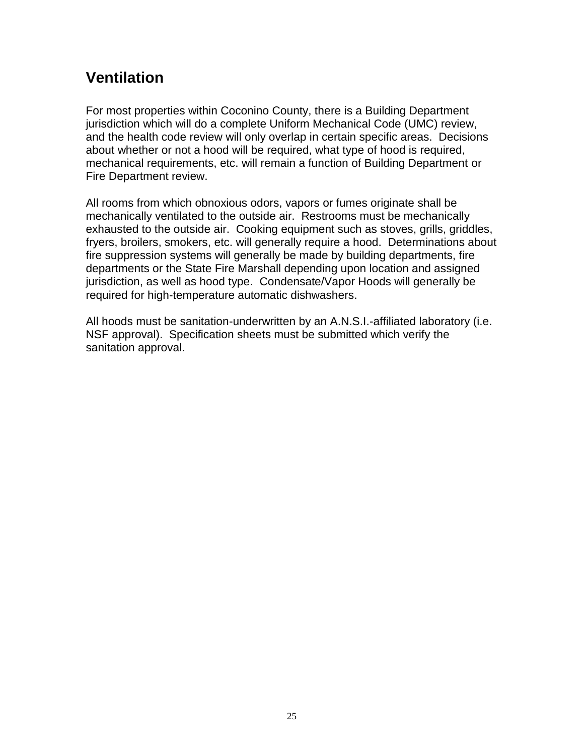## Ventilation

For most properties within Coconino County, there is a Building Department jurisdiction which will do a complete Uniform Mechanical Code (UMC) review, and the health code review will only overlap in certain specific areas. Decisions about whether or not a hood will be required, what type of hood is required, mechanical requirements, etc. will remain a function of Building Department or Fire Department review.

All rooms from which obnoxious odors, vapors or fumes originate shall be mechanically ventilated to the outside air. Restrooms must be mechanically exhausted to the outside air. Cooking equipment such as stoves, grills, griddles, fryers, broilers, smokers, etc. will generally require a hood. Determinations about fire suppression systems will generally be made by building departments, fire departments or the State Fire Marshall depending upon location and assigned jurisdiction, as well as hood type. Condensate/Vapor Hoods will generally be required for high-temperature automatic dishwashers.

All hoods must be sanitation-underwritten by an A.N.S.I.-affiliated laboratory (i.e. NSF approval). Specification sheets must be submitted which verify the sanitation approval.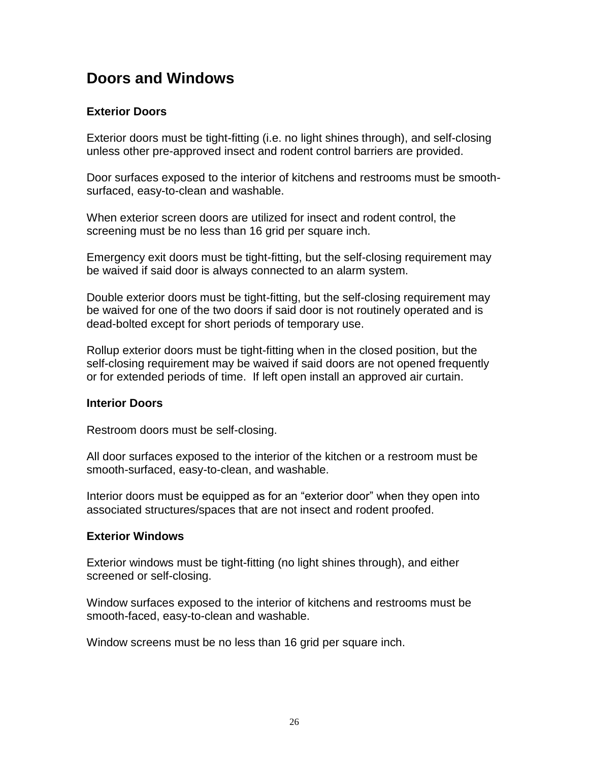## Doors and Windows

### Exterior Doors

Exterior doors must be tight-fitting (i.e. no light shines through), and self-closing unless other pre-approved insect and rodent control barriers are provided.

Door surfaces exposed to the interior of kitchens and restrooms must be smooth-surfaced, easy-to-clean and washable.

When exterior screen doors are utilized for insect and rodent control, the screening must be no less than 16 grid per square inch.

Emergency exit doors must be tight-fitting, but the self-closing requirement may be waived if said door is always connected to an alarm system.

Double exterior doors must be tight-fitting, but the self-closing requirement may be waived for one of the two doors if said door is not routinely operated and is dead-bolted except for short periods of temporary use.

Rollup exterior doors must be tight-fitting when in the closed position, but the self-closing requirement may be waived if said doors are not opened frequently or for extended periods of time. If left open install an approved air curtain.

### Interior Doors

Restroom doors must be self-closing.

All door surfaces exposed to the interior of the kitchen or a restroom must be smooth-surfaced, easy-to-clean, and washable.

Interior doors must be equipped as for an "exterior door" when they open into associated structures/spaces that are not insect and rodent proofed.

### Exterior Windows

Exterior windows must be tight-fitting (no light shines through), and either screened or self-closing.

Window surfaces exposed to the interior of kitchens and restrooms must be smooth-faced, easy-to-clean and washable.

Window screens must be no less than 16 grid per square inch.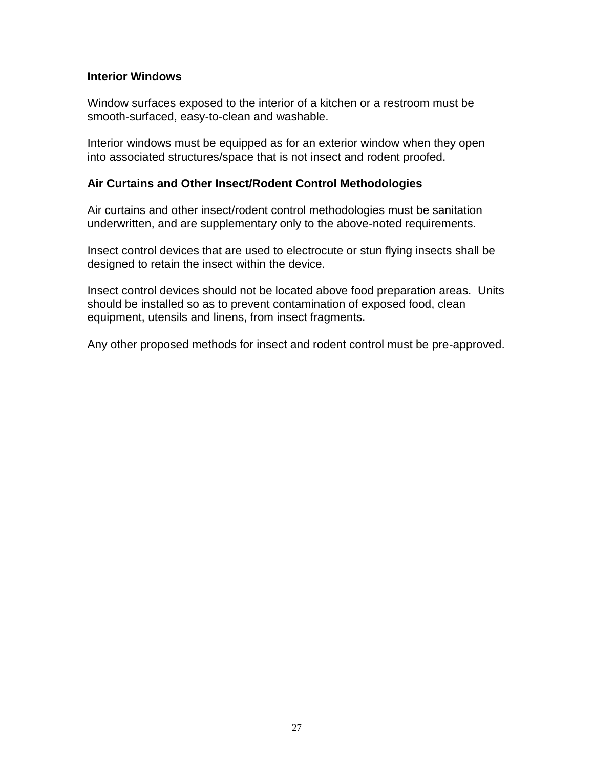### Interior Windows

Window surfaces exposed to the interior of a kitchen or a restroom must be smooth-surfaced, easy-to-clean and washable.

Interior windows must be equipped as for an exterior window when they open into associated structures/space that is not insect and rodent proofed.

### Air Curtains and Other Insect/Rodent Control Methodologies

Air curtains and other insect/rodent control methodologies must be sanitation underwritten, and are supplementary only to the above-noted requirements.

Insect control devices that are used to electrocute or stun flying insects shall be designed to retain the insect within the device.

Insect control devices should not be located above food preparation areas. Units should be installed so as to prevent contamination of exposed food, clean equipment, utensils and linens, from insect fragments.

Any other proposed methods for insect and rodent control must be pre-approved.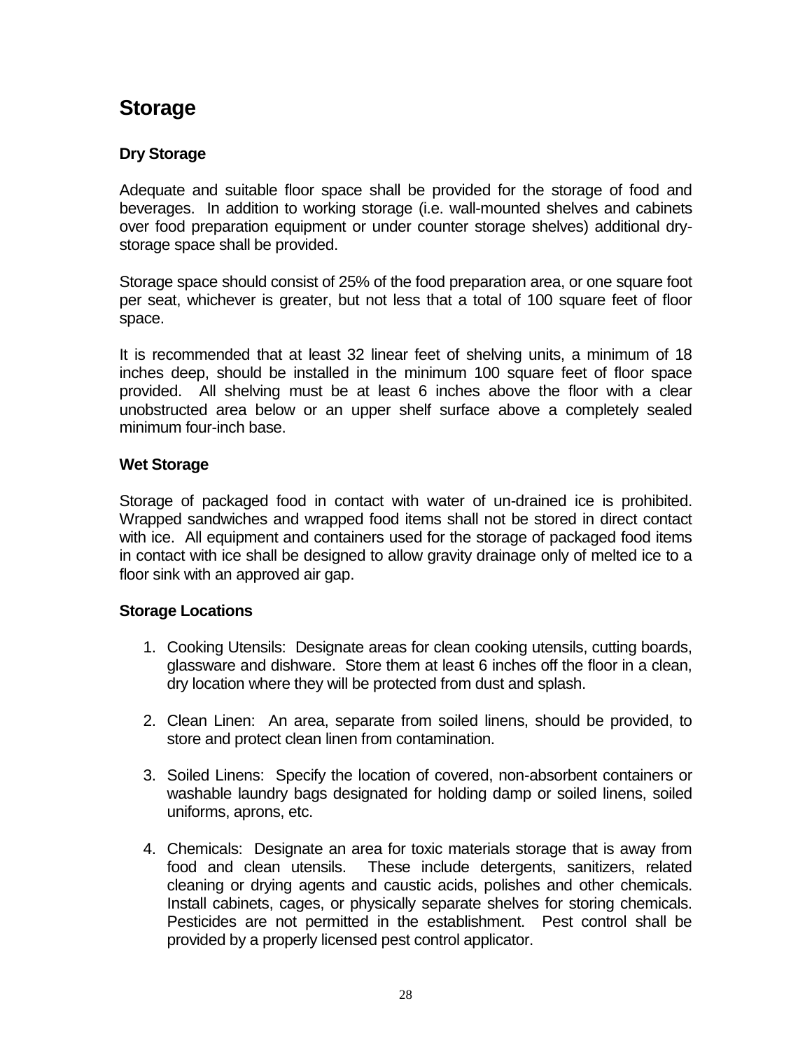# Storage

## Dry Storage

Adequate and suitable floor space shall be provided for the storage of food and beverages. In addition to working storage (i.e. wall-mounted shelves and cabinets over food preparation equipment or under counter storage shelves) additional dry-storage space shall be provided.

Storage space should consist of 25% of the food preparation area, or one square foot per seat, whichever is greater, but not less that a total of 100 square feet of floor space.

It is recommended that at least 32 linear feet of shelving units, a minimum of 18 inches deep, should be installed in the minimum 100 square feet of floor space provided. All shelving must be at least 6 inches above the floor with a clear unobstructed area below or an upper shelf surface above a completely sealed minimum four-inch base.

## Wet Storage

Storage of packaged food in contact with water of un-drained ice is prohibited. Wrapped sandwiches and wrapped food items shall not be stored in direct contact with ice. All equipment and containers used for the storage of packaged food items in contact with ice shall be designed to allow gravity drainage only of melted ice to a floor sink with an approved air gap.

## Storage Locations

1. Cooking Utensils: Designate areas for clean cooking utensils, cutting boards, glassware and dishware. Store them at least 6 inches off the floor in a clean, dry location where they will be protected from dust and splash.

2. Clean Linen: An area, separate from soiled linens, should be provided, to store and protect clean linen from contamination.

3. Soiled Linens: Specify the location of covered, non-absorbent containers or washable laundry bags designated for holding damp or soiled linens, soiled uniforms, aprons, etc.

4. Chemicals: Designate an area for toxic materials storage that is away from food and clean utensils. These include detergents, sanitizers, related cleaning or drying agents and caustic acids, polishes and other chemicals. Install cabinets, cages, or physically separate shelves for storing chemicals. Pesticides are not permitted in the establishment. Pest control shall be provided by a properly licensed pest control applicator.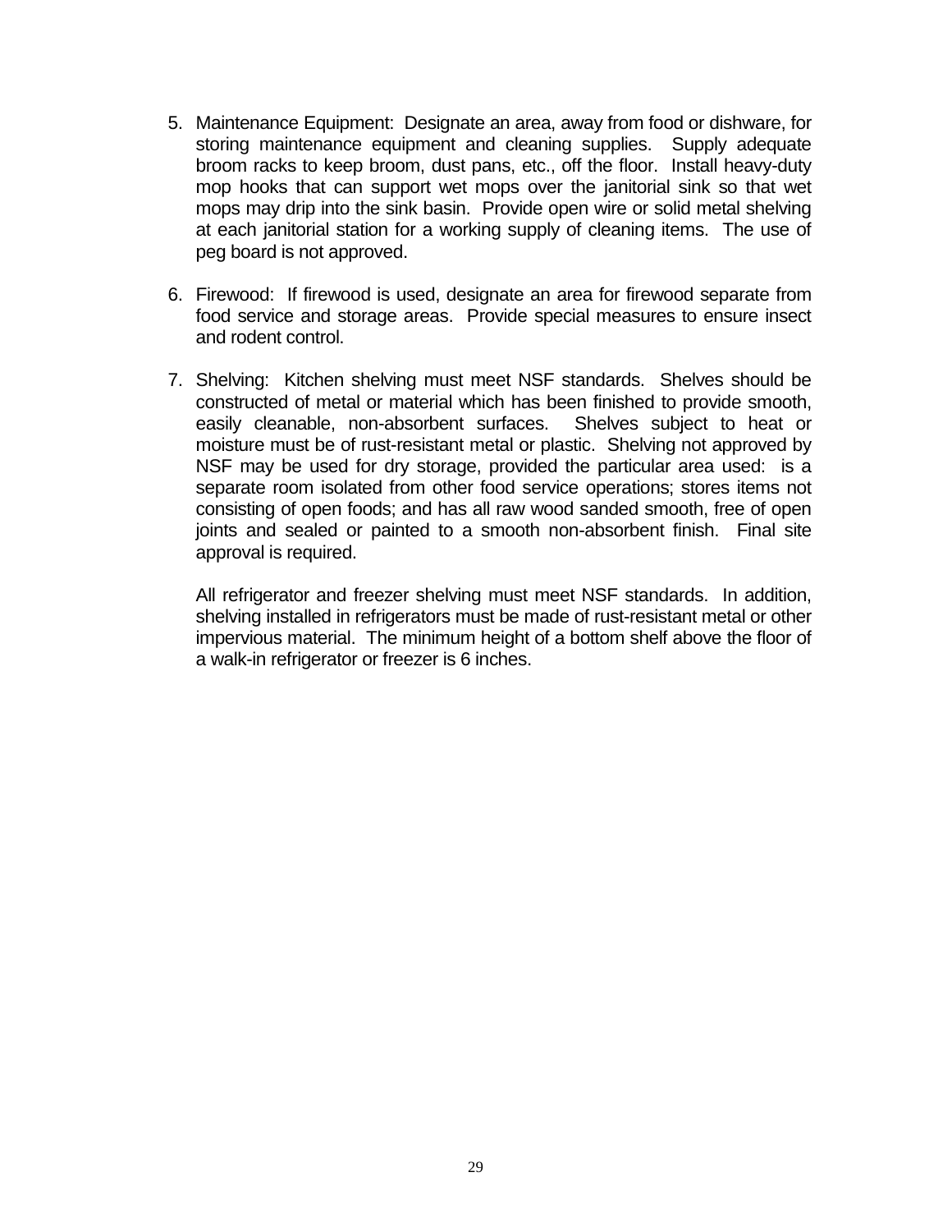5. Maintenance Equipment: Designate an area, away from food or dishware, for storing maintenance equipment and cleaning supplies. Supply adequate broom racks to keep broom, dust pans, etc., off the floor. Install heavy-duty mop hooks that can support wet mops over the janitorial sink so that wet mops may drip into the sink basin. Provide open wire or solid metal shelving at each janitorial station for a working supply of cleaning items. The use of peg board is not approved.

6. Firewood: If firewood is used, designate an area for firewood separate from food service and storage areas. Provide special measures to ensure insect and rodent control.

7. Shelving: Kitchen shelving must meet NSF standards. Shelves should be constructed of metal or material which has been finished to provide smooth, easily cleanable, non-absorbent surfaces. Shelves subject to heat or moisture must be of rust-resistant metal or plastic. Shelving not approved by NSF may be used for dry storage, provided the particular area used: is a separate room isolated from other food service operations; stores items not consisting of open foods; and has all raw wood sanded smooth, free of open joints and sealed or painted to a smooth non-absorbent finish. Final site approval is required.

   All refrigerator and freezer shelving must meet NSF standards. In addition, shelving installed in refrigerators must be made of rust-resistant metal or other impervious material. The minimum height of a bottom shelf above the floor of a walk-in refrigerator or freezer is 6 inches.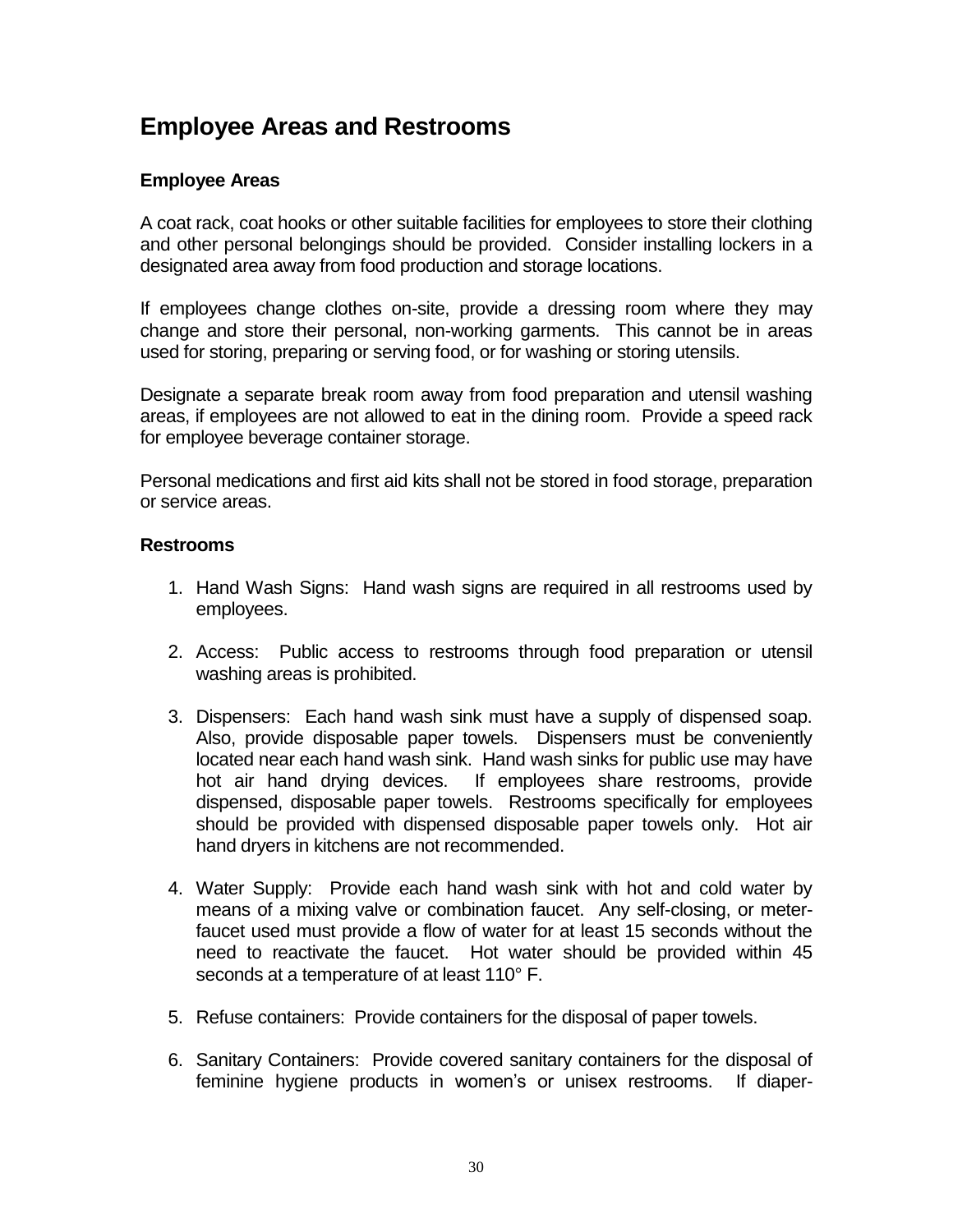## Employee Areas and Restrooms

### Employee Areas

A coat rack, coat hooks or other suitable facilities for employees to store their clothing and other personal belongings should be provided. Consider installing lockers in a designated area away from food production and storage locations.

If employees change clothes on-site, provide a dressing room where they may change and store their personal, non-working garments. This cannot be in areas used for storing, preparing or serving food, or for washing or storing utensils.

Designate a separate break room away from food preparation and utensil washing areas, if employees are not allowed to eat in the dining room. Provide a speed rack for employee beverage container storage.

Personal medications and first aid kits shall not be stored in food storage, preparation or service areas.

### Restrooms

1. Hand Wash Signs: Hand wash signs are required in all restrooms used by employees.

2. Access: Public access to restrooms through food preparation or utensil washing areas is prohibited.

3. Dispensers: Each hand wash sink must have a supply of dispensed soap. Also, provide disposable paper towels. Dispensers must be conveniently located near each hand wash sink. Hand wash sinks for public use may have hot air hand drying devices. If employees share restrooms, provide dispensed, disposable paper towels. Restrooms specifically for employees should be provided with dispensed disposable paper towels only. Hot air hand dryers in kitchens are not recommended.

4. Water Supply: Provide each hand wash sink with hot and cold water by means of a mixing valve or combination faucet. Any self-closing, or meter-faucet used must provide a flow of water for at least 15 seconds without the need to reactivate the faucet. Hot water should be provided within 45 seconds at a temperature of at least 110° F.

5. Refuse containers: Provide containers for the disposal of paper towels.

6. Sanitary Containers: Provide covered sanitary containers for the disposal of feminine hygiene products in women's or unisex restrooms. If diaper-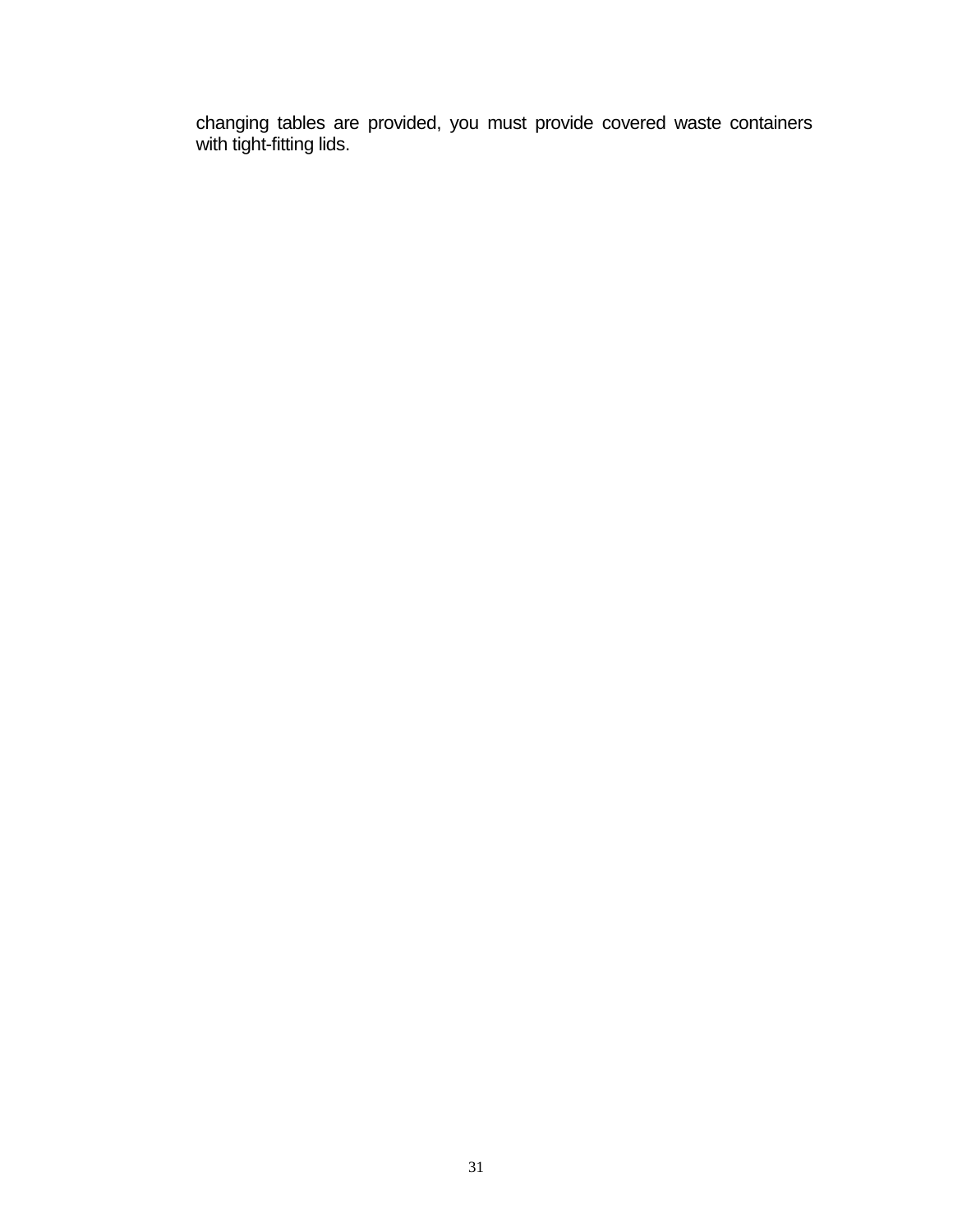changing tables are provided, you must provide covered waste containers with tight-fitting lids.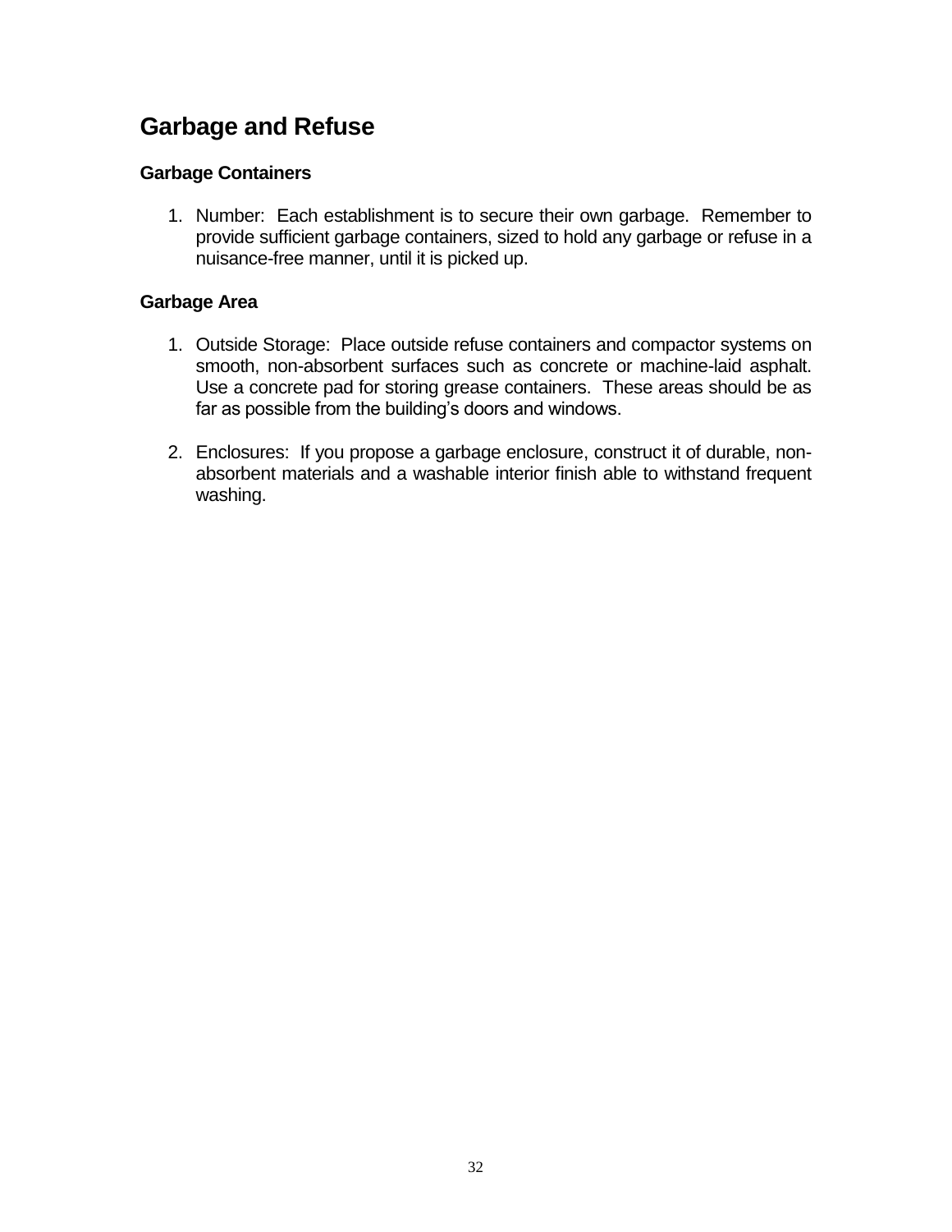## Garbage and Refuse

### Garbage Containers

1. Number: Each establishment is to secure their own garbage. Remember to provide sufficient garbage containers, sized to hold any garbage or refuse in a nuisance-free manner, until it is picked up.

### Garbage Area

1. Outside Storage: Place outside refuse containers and compactor systems on smooth, non-absorbent surfaces such as concrete or machine-laid asphalt. Use a concrete pad for storing grease containers. These areas should be as far as possible from the building's doors and windows.

2. Enclosures: If you propose a garbage enclosure, construct it of durable, non-absorbent materials and a washable interior finish able to withstand frequent washing.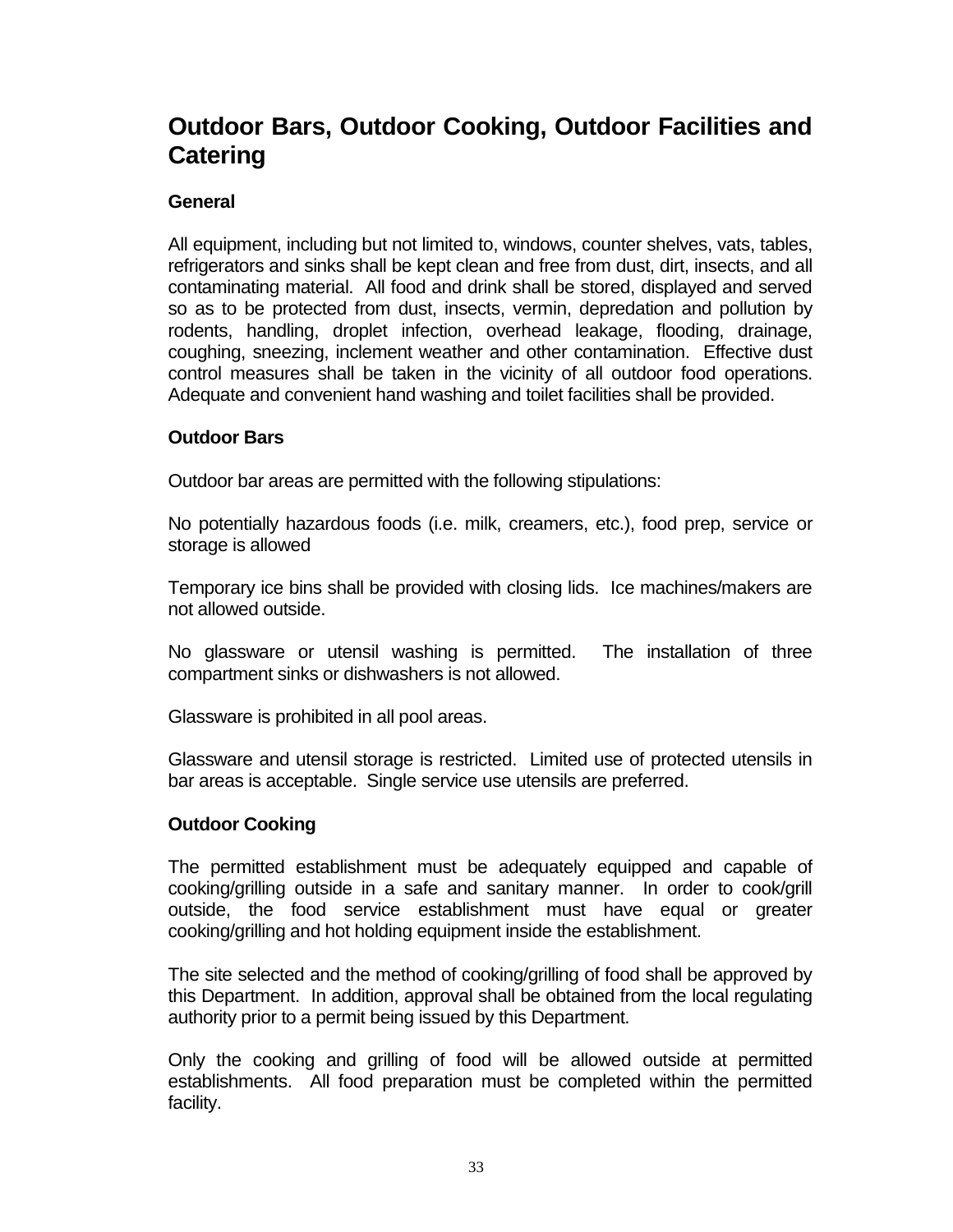# Outdoor Bars, Outdoor Cooking, Outdoor Facilities and Catering

### General

All equipment, including but not limited to, windows, counter shelves, vats, tables, refrigerators and sinks shall be kept clean and free from dust, dirt, insects, and all contaminating material. All food and drink shall be stored, displayed and served so as to be protected from dust, insects, vermin, depredation and pollution by rodents, handling, droplet infection, overhead leakage, flooding, drainage, coughing, sneezing, inclement weather and other contamination. Effective dust control measures shall be taken in the vicinity of all outdoor food operations. Adequate and convenient hand washing and toilet facilities shall be provided.

### Outdoor Bars

Outdoor bar areas are permitted with the following stipulations:

No potentially hazardous foods (i.e. milk, creamers, etc.), food prep, service or storage is allowed

Temporary ice bins shall be provided with closing lids. Ice machines/makers are not allowed outside.

No glassware or utensil washing is permitted. The installation of three compartment sinks or dishwashers is not allowed.

Glassware is prohibited in all pool areas.

Glassware and utensil storage is restricted. Limited use of protected utensils in bar areas is acceptable. Single service use utensils are preferred.

### Outdoor Cooking

The permitted establishment must be adequately equipped and capable of cooking/grilling outside in a safe and sanitary manner. In order to cook/grill outside, the food service establishment must have equal or greater cooking/grilling and hot holding equipment inside the establishment.

The site selected and the method of cooking/grilling of food shall be approved by this Department. In addition, approval shall be obtained from the local regulating authority prior to a permit being issued by this Department.

Only the cooking and grilling of food will be allowed outside at permitted establishments. All food preparation must be completed within the permitted facility.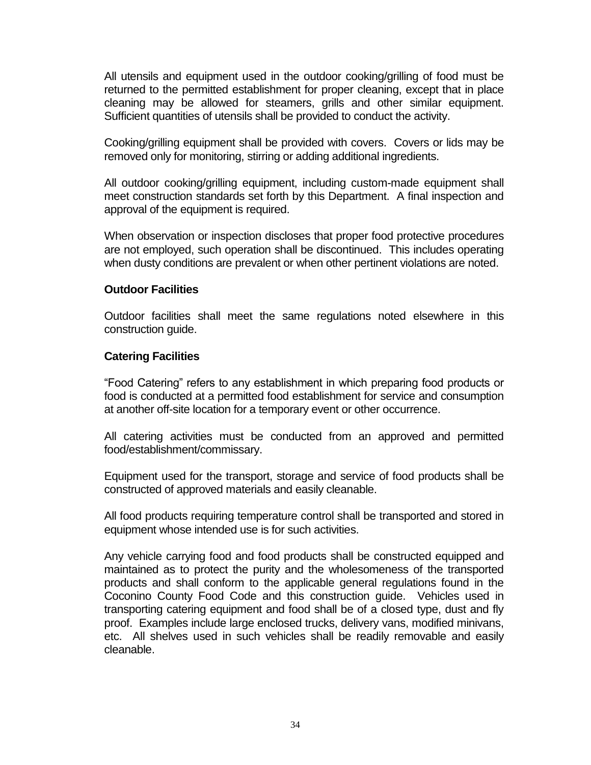All utensils and equipment used in the outdoor cooking/grilling of food must be returned to the permitted establishment for proper cleaning, except that in place cleaning may be allowed for steamers, grills and other similar equipment. Sufficient quantities of utensils shall be provided to conduct the activity.

Cooking/grilling equipment shall be provided with covers. Covers or lids may be removed only for monitoring, stirring or adding additional ingredients.

All outdoor cooking/grilling equipment, including custom-made equipment shall meet construction standards set forth by this Department. A final inspection and approval of the equipment is required.

When observation or inspection discloses that proper food protective procedures are not employed, such operation shall be discontinued. This includes operating when dusty conditions are prevalent or when other pertinent violations are noted.

**Outdoor Facilities**

Outdoor facilities shall meet the same regulations noted elsewhere in this construction guide.

**Catering Facilities**

"Food Catering" refers to any establishment in which preparing food products or food is conducted at a permitted food establishment for service and consumption at another off-site location for a temporary event or other occurrence.

All catering activities must be conducted from an approved and permitted food/establishment/commissary.

Equipment used for the transport, storage and service of food products shall be constructed of approved materials and easily cleanable.

All food products requiring temperature control shall be transported and stored in equipment whose intended use is for such activities.

Any vehicle carrying food and food products shall be constructed equipped and maintained as to protect the purity and the wholesomeness of the transported products and shall conform to the applicable general regulations found in the Coconino County Food Code and this construction guide. Vehicles used in transporting catering equipment and food shall be of a closed type, dust and fly proof. Examples include large enclosed trucks, delivery vans, modified minivans, etc. All shelves used in such vehicles shall be readily removable and easily cleanable.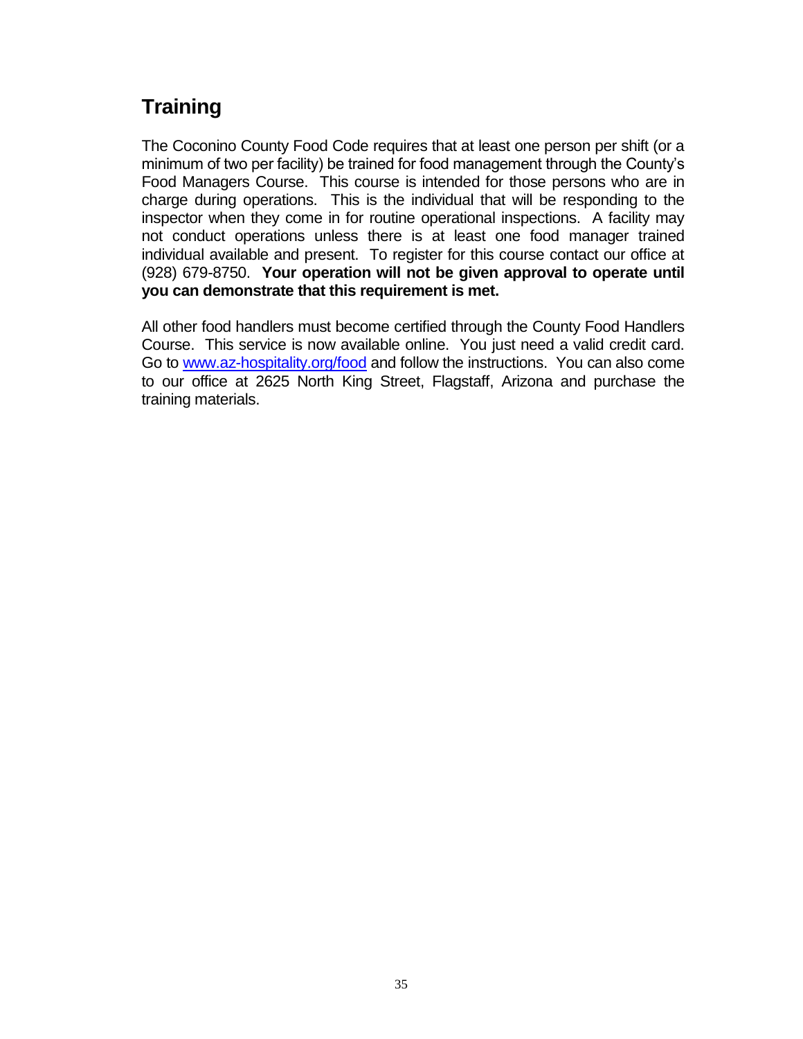## Training

The Coconino County Food Code requires that at least one person per shift (or a minimum of two per facility) be trained for food management through the County's Food Managers Course. This course is intended for those persons who are in charge during operations. This is the individual that will be responding to the inspector when they come in for routine operational inspections. A facility may not conduct operations unless there is at least one food manager trained individual available and present. To register for this course contact our office at (928) 679-8750. **Your operation will not be given approval to operate until you can demonstrate that this requirement is met.**

All other food handlers must become certified through the County Food Handlers Course. This service is now available online. You just need a valid credit card. Go to www.az-hospitality.org/food and follow the instructions. You can also come to our office at 2625 North King Street, Flagstaff, Arizona and purchase the training materials.